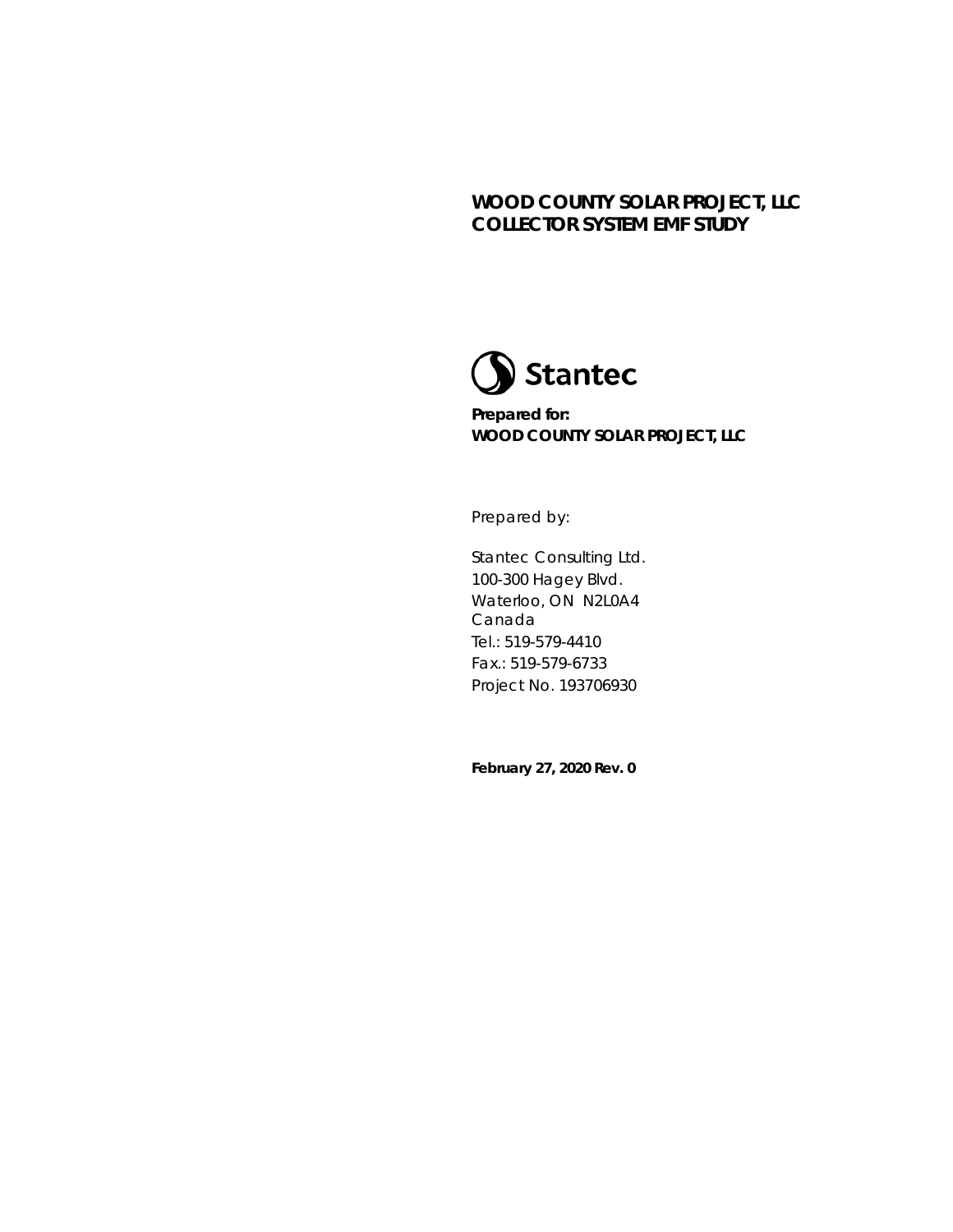# WOOD COUNTY SOLAR PROJECT, LLC COLLECTOR SYSTEM EMF STUDY

Stantec

**Prepared for:**
**WOOD COUNTY SOLAR PROJECT, LLC**

Prepared by:

Stantec Consulting Ltd.
100-300 Hagey Blvd.
Waterloo, ON N2L0A4
Canada
Tel.: 519-579-4410
Fax.: 519-579-6733
Project No. 193706930

**February 27, 2020 Rev. 0**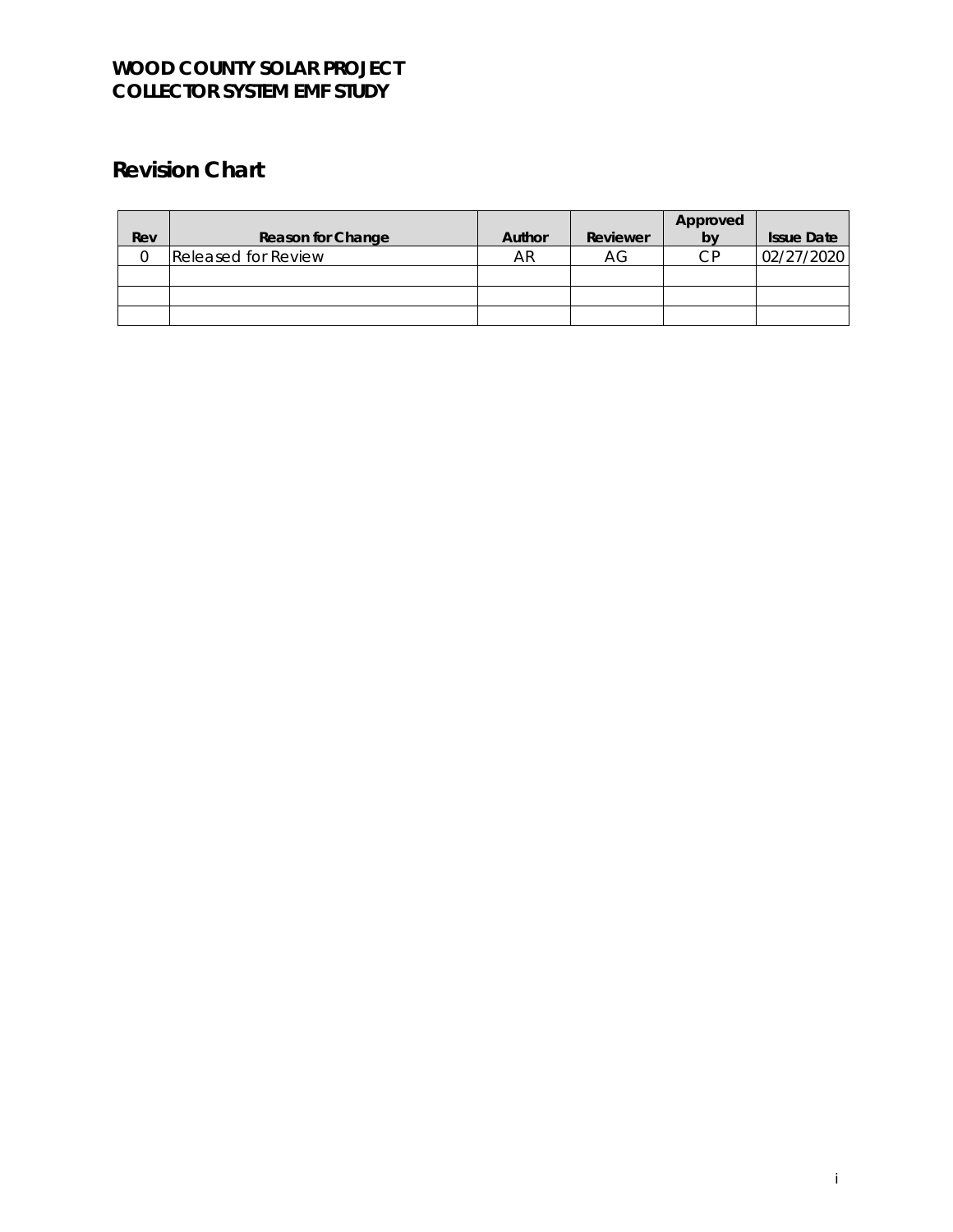# WOOD COUNTY SOLAR PROJECT
# COLLECTOR SYSTEM EMF STUDY

## Revision Chart

| Rev | Reason for Change | Author | Reviewer | Approved by | Issue Date |
|---|---|---|---|---|---|
| 0 | Released for Review | AR | AG | CP | 02/27/2020 |
| | | | | | |
| | | | | | |
| | | | | | |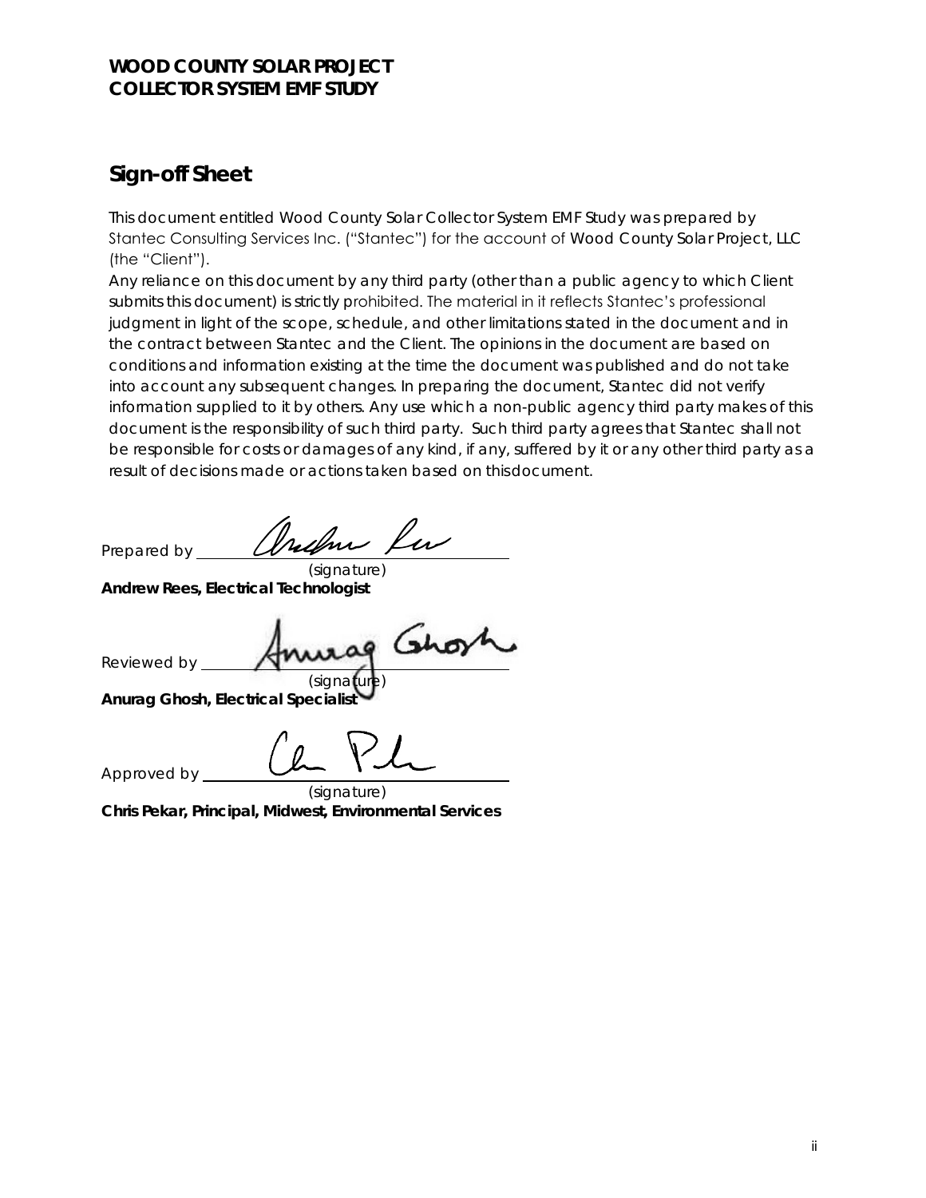## Sign-off Sheet

This document entitled Wood County Solar Collector System EMF Study was prepared by Stantec Consulting Services Inc. ("Stantec") for the account of Wood County Solar Project, LLC (the "Client").

Any reliance on this document by any third party (other than a public agency to which Client submits this document) is strictly prohibited. The material in it reflects Stantec's professional judgment in light of the scope, schedule, and other limitations stated in the document and in the contract between Stantec and the Client. The opinions in the document are based on conditions and information existing at the time the document was published and do not take into account any subsequent changes. In preparing the document, Stantec did not verify information supplied to it by others. Any use which a non-public agency third party makes of this document is the responsibility of such third party. Such third party agrees that Stantec shall not be responsible for costs or damages of any kind, if any, suffered by it or any other third party as a result of decisions made or actions taken based on this document.

Prepared by \_\_\_\_\_\_\_\_\_\_\_\_\_\_\_\_\_\_\_\_
(signature)

**Andrew Rees, Electrical Technologist**

Reviewed by \_\_\_\_\_\_\_\_\_\_\_\_\_\_\_\_\_\_\_\_
(signature)

**Anurag Ghosh, Electrical Specialist**

Approved by \_\_\_\_\_\_\_\_\_\_\_\_\_\_\_\_\_\_\_\_
(signature)

**Chris Pekar, Principal, Midwest, Environmental Services**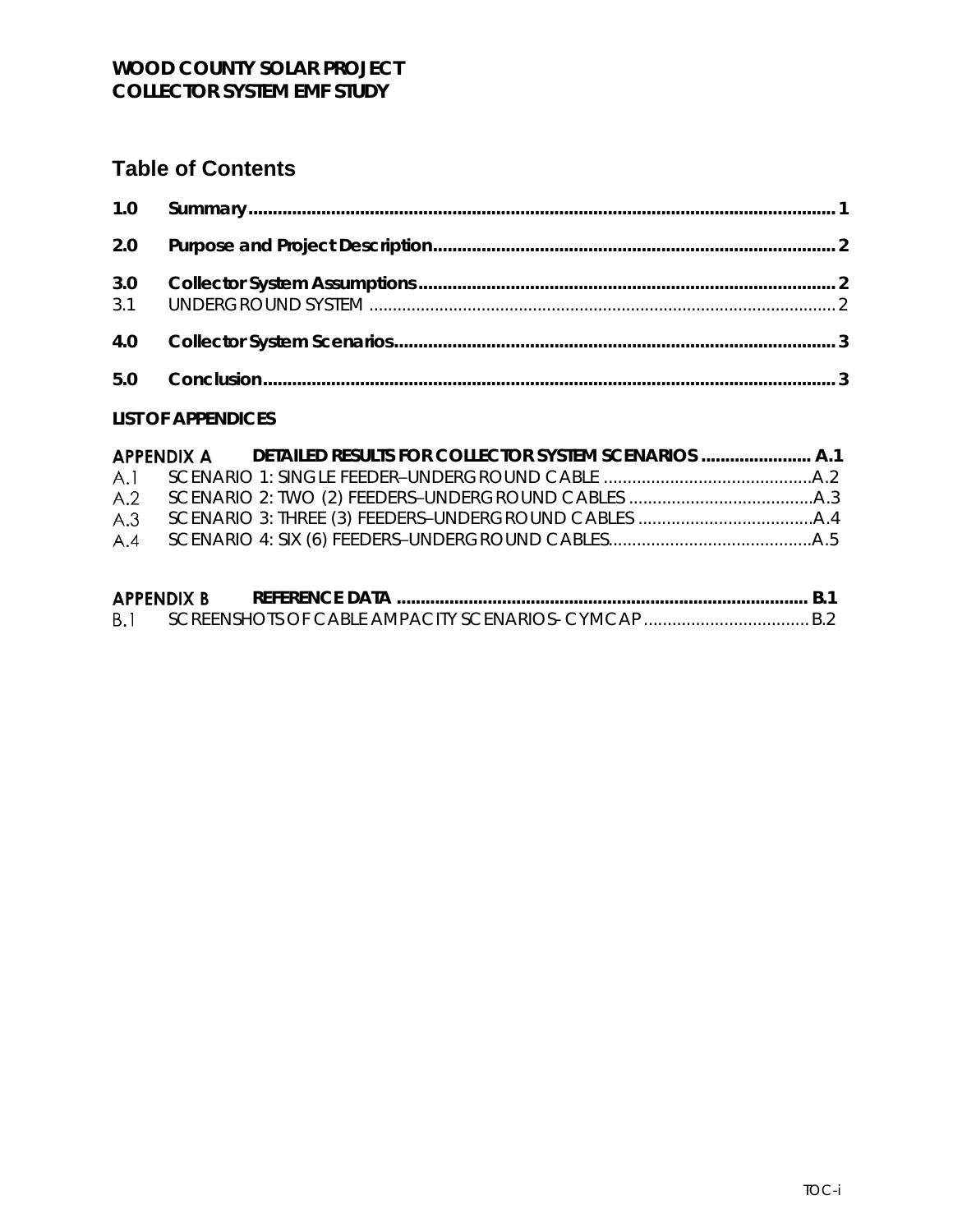# Table of Contents

**1.0 Summary** ........................................................................................................... 1

**2.0 Purpose and Project Description** ..................................................................... 2

**3.0 Collector System Assumptions** ......................................................................... 2

3.1 UNDERGROUND SYSTEM ................................................................................... 2

**4.0 Collector System Scenarios** .............................................................................. 3

**5.0 Conclusion** ........................................................................................................ 3

**LIST OF APPENDICES**

**APPENDIX A DETAILED RESULTS FOR COLLECTOR SYSTEM SCENARIOS** ....................... A.1

A.1 SCENARIO 1: SINGLE FEEDER–UNDERGROUND CABLE ............................................ A.2

A.2 SCENARIO 2: TWO (2) FEEDERS–UNDERGROUND CABLES ....................................... A.3

A.3 SCENARIO 3: THREE (3) FEEDERS–UNDERGROUND CABLES ..................................... A.4

A.4 SCENARIO 4: SIX (6) FEEDERS–UNDERGROUND CABLES........................................... A.5

**APPENDIX B REFERENCE DATA** .................................................................................... B.1

B.1 SCREENSHOTS OF CABLE AMPACITY SCENARIOS- CYMCAP .................................. B.2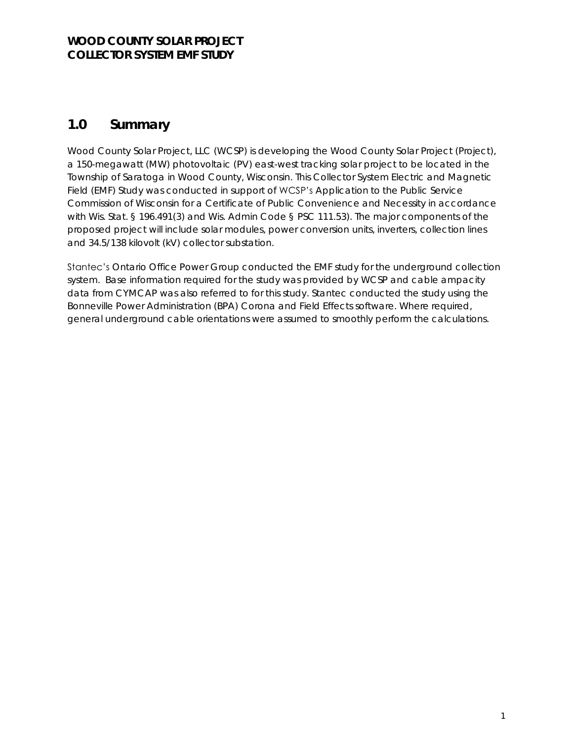## 1.0 Summary

Wood County Solar Project, LLC (WCSP) is developing the Wood County Solar Project (Project), a 150-megawatt (MW) photovoltaic (PV) east-west tracking solar project to be located in the Township of Saratoga in Wood County, Wisconsin. This Collector System Electric and Magnetic Field (EMF) Study was conducted in support of WCSP's Application to the Public Service Commission of Wisconsin for a Certificate of Public Convenience and Necessity in accordance with Wis. Stat. § 196.491(3) and Wis. Admin Code § PSC 111.53). The major components of the proposed project will include solar modules, power conversion units, inverters, collection lines and 34.5/138 kilovolt (kV) collector substation.

Stantec's Ontario Office Power Group conducted the EMF study for the underground collection system. Base information required for the study was provided by WCSP and cable ampacity data from CYMCAP was also referred to for this study. Stantec conducted the study using the Bonneville Power Administration (BPA) Corona and Field Effects software. Where required, general underground cable orientations were assumed to smoothly perform the calculations.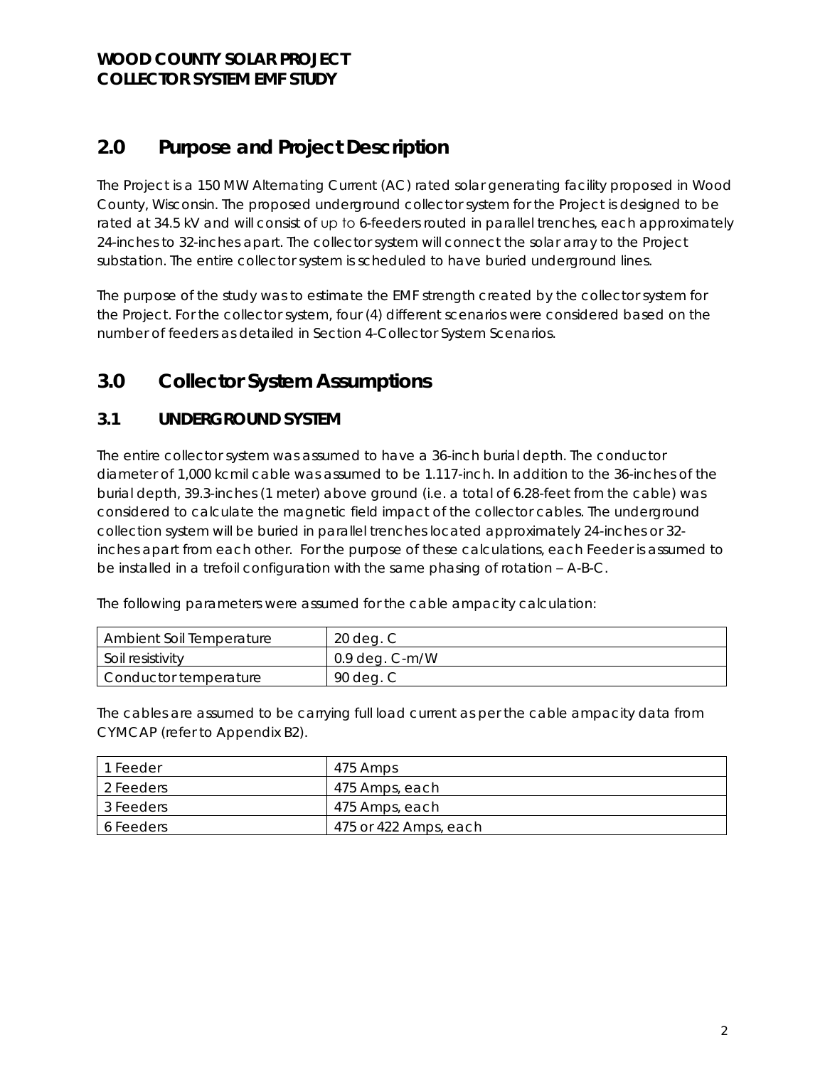## 2.0 Purpose and Project Description

The Project is a 150 MW Alternating Current (AC) rated solar generating facility proposed in Wood County, Wisconsin. The proposed underground collector system for the Project is designed to be rated at 34.5 kV and will consist of up to 6-feeders routed in parallel trenches, each approximately 24-inches to 32-inches apart. The collector system will connect the solar array to the Project substation. The entire collector system is scheduled to have buried underground lines.

The purpose of the study was to estimate the EMF strength created by the collector system for the Project. For the collector system, four (4) different scenarios were considered based on the number of feeders as detailed in Section 4-Collector System Scenarios.

## 3.0 Collector System Assumptions

### 3.1 UNDERGROUND SYSTEM

The entire collector system was assumed to have a 36-inch burial depth. The conductor diameter of 1,000 kcmil cable was assumed to be 1.117-inch. In addition to the 36-inches of the burial depth, 39.3-inches (1 meter) above ground (i.e. a total of 6.28-feet from the cable) was considered to calculate the magnetic field impact of the collector cables. The underground collection system will be buried in parallel trenches located approximately 24-inches or 32-inches apart from each other. For the purpose of these calculations, each Feeder is assumed to be installed in a trefoil configuration with the same phasing of rotation – A-B-C.

The following parameters were assumed for the cable ampacity calculation:

| Ambient Soil Temperature | 20 deg. C |
|---|---|
| Soil resistivity | 0.9 deg. C-m/W |
| Conductor temperature | 90 deg. C |

The cables are assumed to be carrying full load current as per the cable ampacity data from CYMCAP (refer to Appendix B2).

| 1 Feeder | 475 Amps |
|---|---|
| 2 Feeders | 475 Amps, each |
| 3 Feeders | 475 Amps, each |
| 6 Feeders | 475 or 422 Amps, each |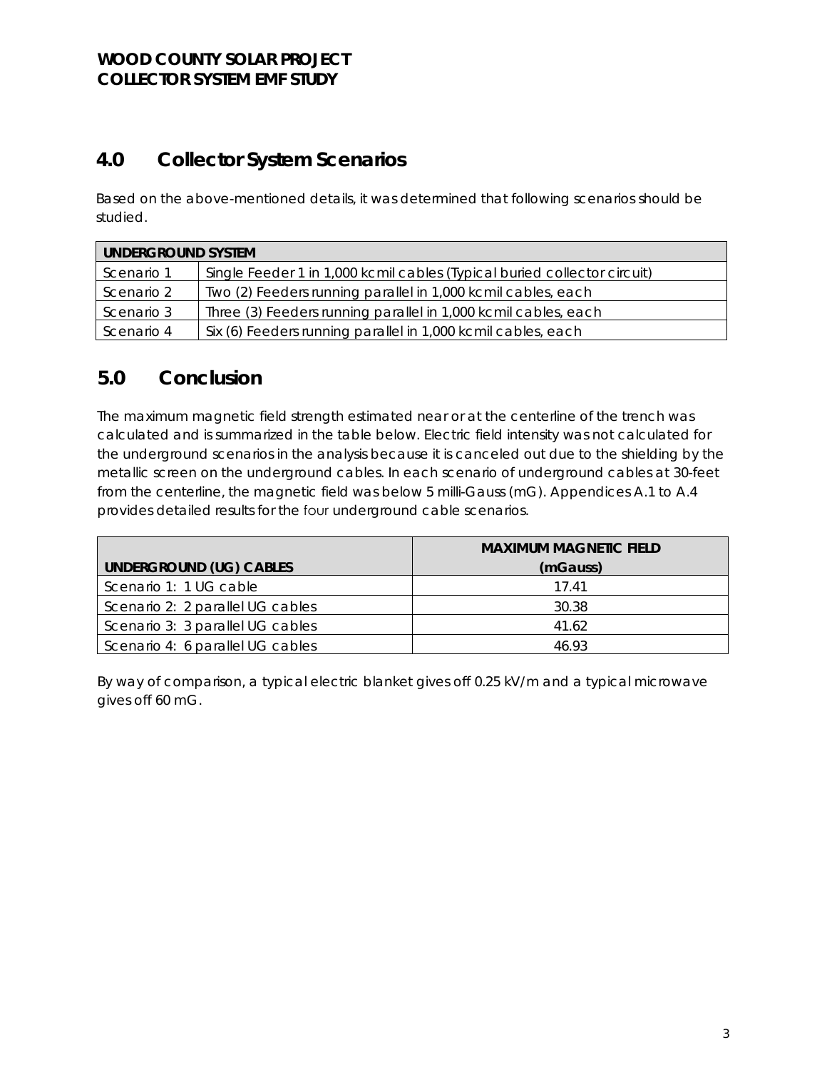## 4.0 Collector System Scenarios

Based on the above-mentioned details, it was determined that following scenarios should be studied.

| UNDERGROUND SYSTEM | |
|---|---|
| Scenario 1 | Single Feeder 1 in 1,000 kcmil cables (Typical buried collector circuit) |
| Scenario 2 | Two (2) Feeders running parallel in 1,000 kcmil cables, each |
| Scenario 3 | Three (3) Feeders running parallel in 1,000 kcmil cables, each |
| Scenario 4 | Six (6) Feeders running parallel in 1,000 kcmil cables, each |

## 5.0 Conclusion

The maximum magnetic field strength estimated near or at the centerline of the trench was calculated and is summarized in the table below. Electric field intensity was not calculated for the underground scenarios in the analysis because it is canceled out due to the shielding by the metallic screen on the underground cables. In each scenario of underground cables at 30-feet from the centerline, the magnetic field was below 5 milli-Gauss (mG). Appendices A.1 to A.4 provides detailed results for the four underground cable scenarios.

| UNDERGROUND (UG) CABLES | MAXIMUM MAGNETIC FIELD (mGauss) |
|---|---|
| Scenario 1: 1 UG cable | 17.41 |
| Scenario 2: 2 parallel UG cables | 30.38 |
| Scenario 3: 3 parallel UG cables | 41.62 |
| Scenario 4: 6 parallel UG cables | 46.93 |

By way of comparison, a typical electric blanket gives off 0.25 kV/m and a typical microwave gives off 60 mG.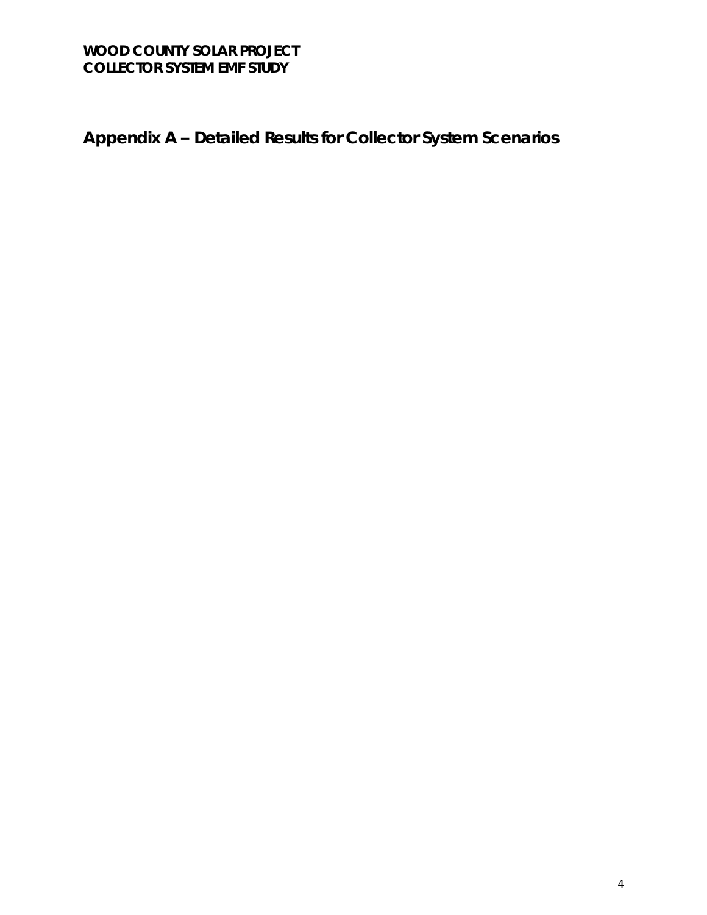# Appendix A – Detailed Results for Collector System Scenarios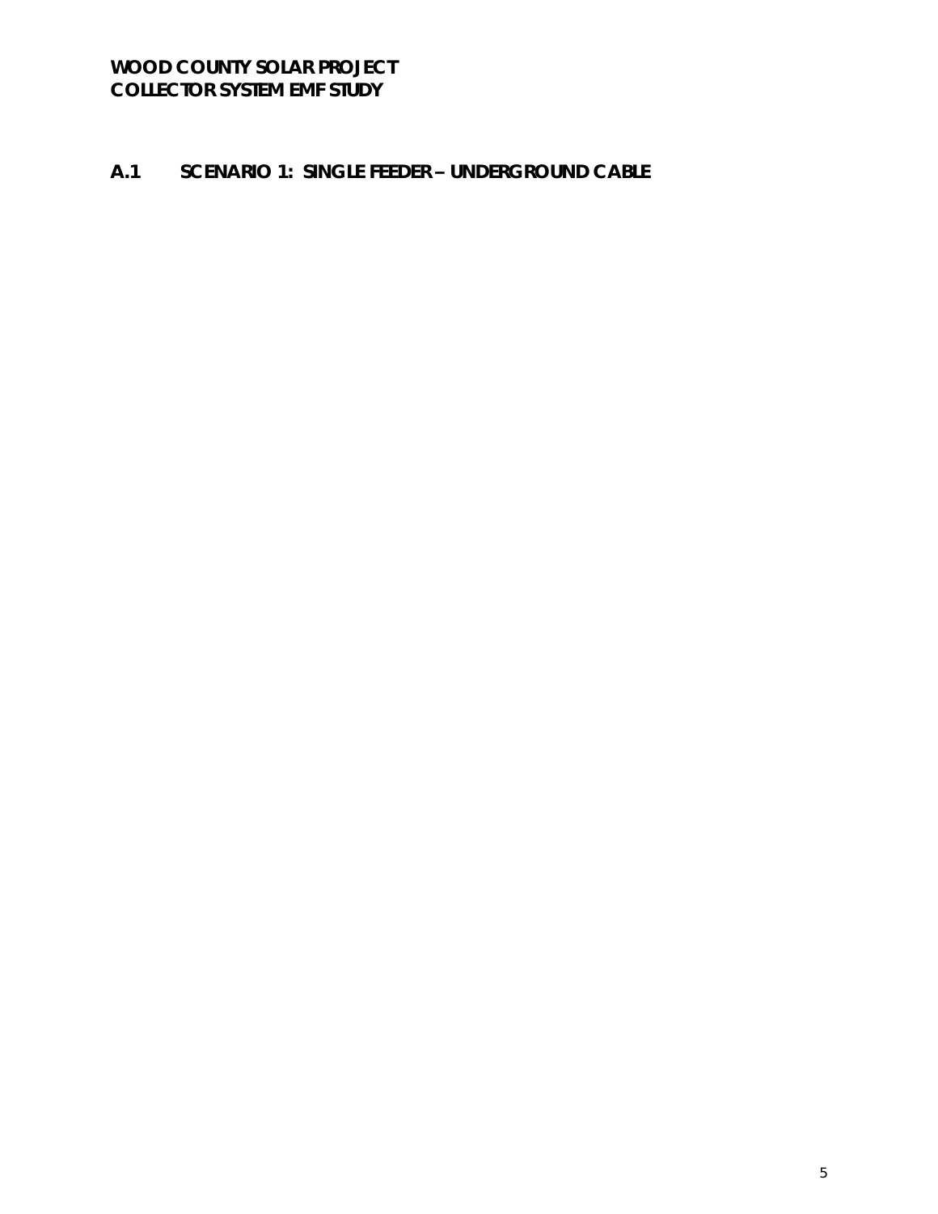## A.1 SCENARIO 1: SINGLE FEEDER – UNDERGROUND CABLE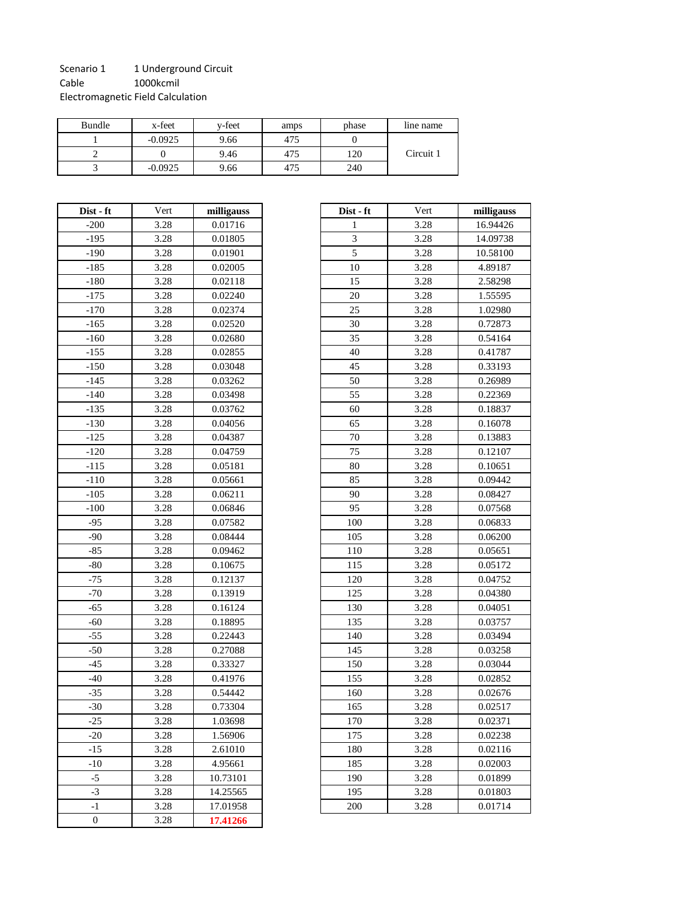Scenario 1 1 Underground Circuit
Cable 1000kcmil
Electromagnetic Field Calculation

| Bundle | x-feet | y-feet | amps | phase | line name |
|---|---|---|---|---|---|
| 1 | -0.0925 | 9.66 | 475 | 0 | Circuit 1 |
| 2 | 0 | 9.46 | 475 | 120 | |
| 3 | -0.0925 | 9.66 | 475 | 240 | |

| **Dist - ft** | Vert | **milligauss** |
|---|---|---|
| -200 | 3.28 | 0.01716 |
| -195 | 3.28 | 0.01805 |
| -190 | 3.28 | 0.01901 |
| -185 | 3.28 | 0.02005 |
| -180 | 3.28 | 0.02118 |
| -175 | 3.28 | 0.02240 |
| -170 | 3.28 | 0.02374 |
| -165 | 3.28 | 0.02520 |
| -160 | 3.28 | 0.02680 |
| -155 | 3.28 | 0.02855 |
| -150 | 3.28 | 0.03048 |
| -145 | 3.28 | 0.03262 |
| -140 | 3.28 | 0.03498 |
| -135 | 3.28 | 0.03762 |
| -130 | 3.28 | 0.04056 |
| -125 | 3.28 | 0.04387 |
| -120 | 3.28 | 0.04759 |
| -115 | 3.28 | 0.05181 |
| -110 | 3.28 | 0.05661 |
| -105 | 3.28 | 0.06211 |
| -100 | 3.28 | 0.06846 |
| -95 | 3.28 | 0.07582 |
| -90 | 3.28 | 0.08444 |
| -85 | 3.28 | 0.09462 |
| -80 | 3.28 | 0.10675 |
| -75 | 3.28 | 0.12137 |
| -70 | 3.28 | 0.13919 |
| -65 | 3.28 | 0.16124 |
| -60 | 3.28 | 0.18895 |
| -55 | 3.28 | 0.22443 |
| -50 | 3.28 | 0.27088 |
| -45 | 3.28 | 0.33327 |
| -40 | 3.28 | 0.41976 |
| -35 | 3.28 | 0.54442 |
| -30 | 3.28 | 0.73304 |
| -25 | 3.28 | 1.03698 |
| -20 | 3.28 | 1.56906 |
| -15 | 3.28 | 2.61010 |
| -10 | 3.28 | 4.95661 |
| -5 | 3.28 | 10.73101 |
| -3 | 3.28 | 14.25565 |
| -1 | 3.28 | 17.01958 |
| 0 | 3.28 | **17.41266** |

| **Dist - ft** | Vert | **milligauss** |
|---|---|---|
| 1 | 3.28 | 16.94426 |
| 3 | 3.28 | 14.09738 |
| 5 | 3.28 | 10.58100 |
| 10 | 3.28 | 4.89187 |
| 15 | 3.28 | 2.58298 |
| 20 | 3.28 | 1.55595 |
| 25 | 3.28 | 1.02980 |
| 30 | 3.28 | 0.72873 |
| 35 | 3.28 | 0.54164 |
| 40 | 3.28 | 0.41787 |
| 45 | 3.28 | 0.33193 |
| 50 | 3.28 | 0.26989 |
| 55 | 3.28 | 0.22369 |
| 60 | 3.28 | 0.18837 |
| 65 | 3.28 | 0.16078 |
| 70 | 3.28 | 0.13883 |
| 75 | 3.28 | 0.12107 |
| 80 | 3.28 | 0.10651 |
| 85 | 3.28 | 0.09442 |
| 90 | 3.28 | 0.08427 |
| 95 | 3.28 | 0.07568 |
| 100 | 3.28 | 0.06833 |
| 105 | 3.28 | 0.06200 |
| 110 | 3.28 | 0.05651 |
| 115 | 3.28 | 0.05172 |
| 120 | 3.28 | 0.04752 |
| 125 | 3.28 | 0.04380 |
| 130 | 3.28 | 0.04051 |
| 135 | 3.28 | 0.03757 |
| 140 | 3.28 | 0.03494 |
| 145 | 3.28 | 0.03258 |
| 150 | 3.28 | 0.03044 |
| 155 | 3.28 | 0.02852 |
| 160 | 3.28 | 0.02676 |
| 165 | 3.28 | 0.02517 |
| 170 | 3.28 | 0.02371 |
| 175 | 3.28 | 0.02238 |
| 180 | 3.28 | 0.02116 |
| 185 | 3.28 | 0.02003 |
| 190 | 3.28 | 0.01899 |
| 195 | 3.28 | 0.01803 |
| 200 | 3.28 | 0.01714 |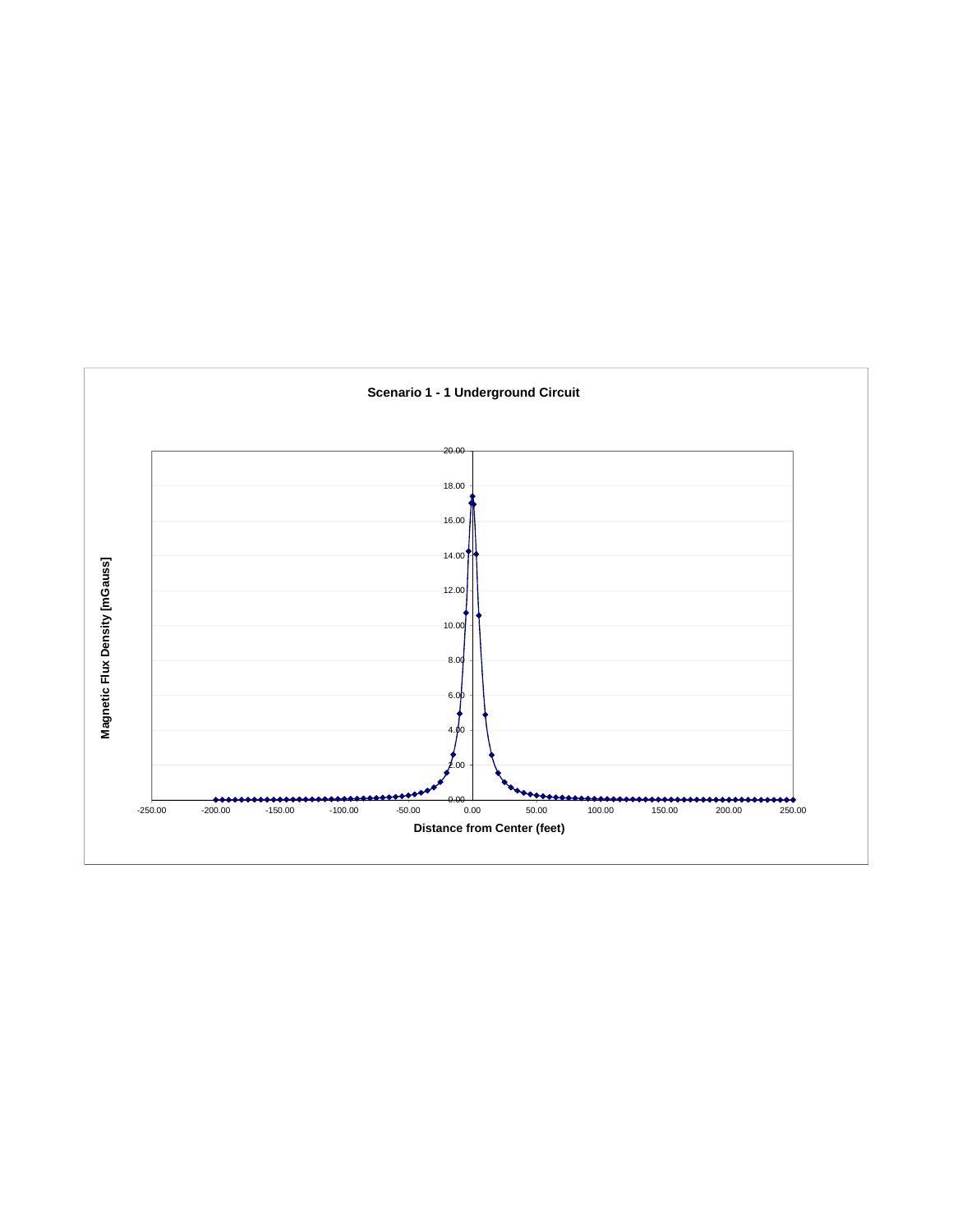**Scenario 1 - 1 Underground Circuit**

Magnetic Flux Density [mGauss]

Distance from Center (feet)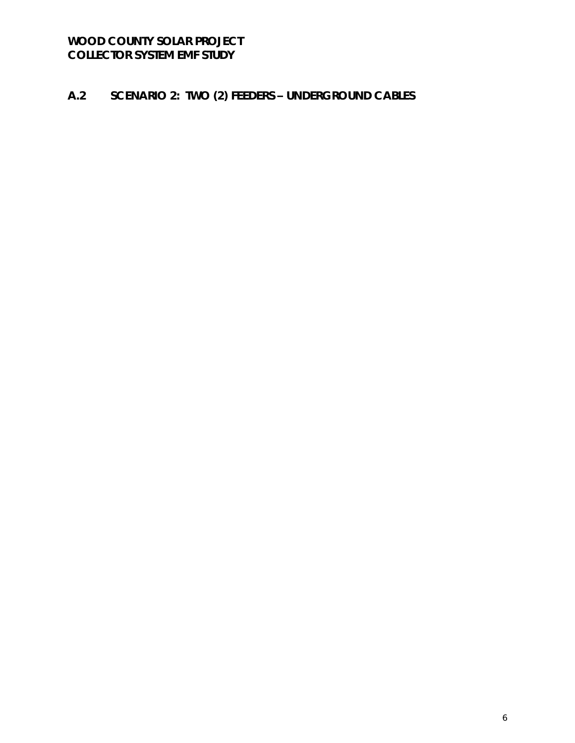## A.2 SCENARIO 2: TWO (2) FEEDERS – UNDERGROUND CABLES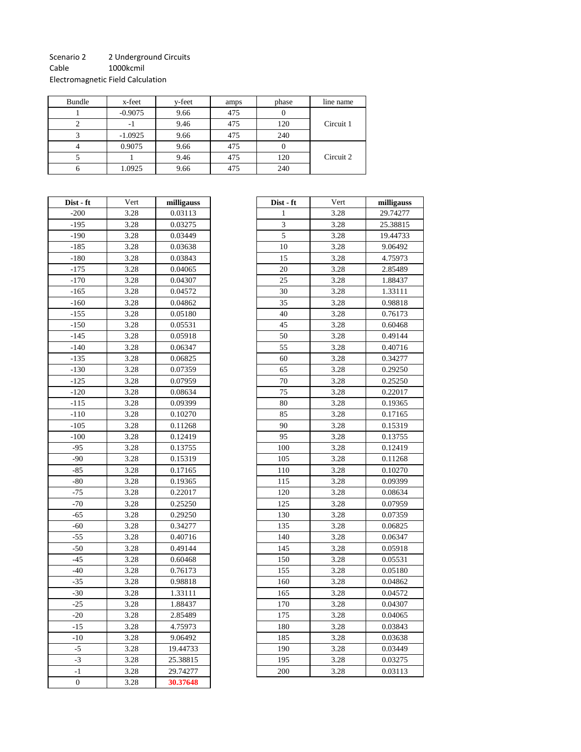Scenario 2 2 Underground Circuits

Cable 1000kcmil

Electromagnetic Field Calculation

| Bundle | x-feet | y-feet | amps | phase | line name |
|---|---|---|---|---|---|
| 1 | -0.9075 | 9.66 | 475 | 0 | Circuit 1 |
| 2 | -1 | 9.46 | 475 | 120 | |
| 3 | -1.0925 | 9.66 | 475 | 240 | |
| 4 | 0.9075 | 9.66 | 475 | 0 | Circuit 2 |
| 5 | 1 | 9.46 | 475 | 120 | |
| 6 | 1.0925 | 9.66 | 475 | 240 | |

| **Dist - ft** | Vert | **milligauss** |
|---|---|---|
| -200 | 3.28 | 0.03113 |
| -195 | 3.28 | 0.03275 |
| -190 | 3.28 | 0.03449 |
| -185 | 3.28 | 0.03638 |
| -180 | 3.28 | 0.03843 |
| -175 | 3.28 | 0.04065 |
| -170 | 3.28 | 0.04307 |
| -165 | 3.28 | 0.04572 |
| -160 | 3.28 | 0.04862 |
| -155 | 3.28 | 0.05180 |
| -150 | 3.28 | 0.05531 |
| -145 | 3.28 | 0.05918 |
| -140 | 3.28 | 0.06347 |
| -135 | 3.28 | 0.06825 |
| -130 | 3.28 | 0.07359 |
| -125 | 3.28 | 0.07959 |
| -120 | 3.28 | 0.08634 |
| -115 | 3.28 | 0.09399 |
| -110 | 3.28 | 0.10270 |
| -105 | 3.28 | 0.11268 |
| -100 | 3.28 | 0.12419 |
| -95 | 3.28 | 0.13755 |
| -90 | 3.28 | 0.15319 |
| -85 | 3.28 | 0.17165 |
| -80 | 3.28 | 0.19365 |
| -75 | 3.28 | 0.22017 |
| -70 | 3.28 | 0.25250 |
| -65 | 3.28 | 0.29250 |
| -60 | 3.28 | 0.34277 |
| -55 | 3.28 | 0.40716 |
| -50 | 3.28 | 0.49144 |
| -45 | 3.28 | 0.60468 |
| -40 | 3.28 | 0.76173 |
| -35 | 3.28 | 0.98818 |
| -30 | 3.28 | 1.33111 |
| -25 | 3.28 | 1.88437 |
| -20 | 3.28 | 2.85489 |
| -15 | 3.28 | 4.75973 |
| -10 | 3.28 | 9.06492 |
| -5 | 3.28 | 19.44733 |
| -3 | 3.28 | 25.38815 |
| -1 | 3.28 | 29.74277 |
| 0 | 3.28 | **30.37648** |

| **Dist - ft** | Vert | **milligauss** |
|---|---|---|
| 1 | 3.28 | 29.74277 |
| 3 | 3.28 | 25.38815 |
| 5 | 3.28 | 19.44733 |
| 10 | 3.28 | 9.06492 |
| 15 | 3.28 | 4.75973 |
| 20 | 3.28 | 2.85489 |
| 25 | 3.28 | 1.88437 |
| 30 | 3.28 | 1.33111 |
| 35 | 3.28 | 0.98818 |
| 40 | 3.28 | 0.76173 |
| 45 | 3.28 | 0.60468 |
| 50 | 3.28 | 0.49144 |
| 55 | 3.28 | 0.40716 |
| 60 | 3.28 | 0.34277 |
| 65 | 3.28 | 0.29250 |
| 70 | 3.28 | 0.25250 |
| 75 | 3.28 | 0.22017 |
| 80 | 3.28 | 0.19365 |
| 85 | 3.28 | 0.17165 |
| 90 | 3.28 | 0.15319 |
| 95 | 3.28 | 0.13755 |
| 100 | 3.28 | 0.12419 |
| 105 | 3.28 | 0.11268 |
| 110 | 3.28 | 0.10270 |
| 115 | 3.28 | 0.09399 |
| 120 | 3.28 | 0.08634 |
| 125 | 3.28 | 0.07959 |
| 130 | 3.28 | 0.07359 |
| 135 | 3.28 | 0.06825 |
| 140 | 3.28 | 0.06347 |
| 145 | 3.28 | 0.05918 |
| 150 | 3.28 | 0.05531 |
| 155 | 3.28 | 0.05180 |
| 160 | 3.28 | 0.04862 |
| 165 | 3.28 | 0.04572 |
| 170 | 3.28 | 0.04307 |
| 175 | 3.28 | 0.04065 |
| 180 | 3.28 | 0.03843 |
| 185 | 3.28 | 0.03638 |
| 190 | 3.28 | 0.03449 |
| 195 | 3.28 | 0.03275 |
| 200 | 3.28 | 0.03113 |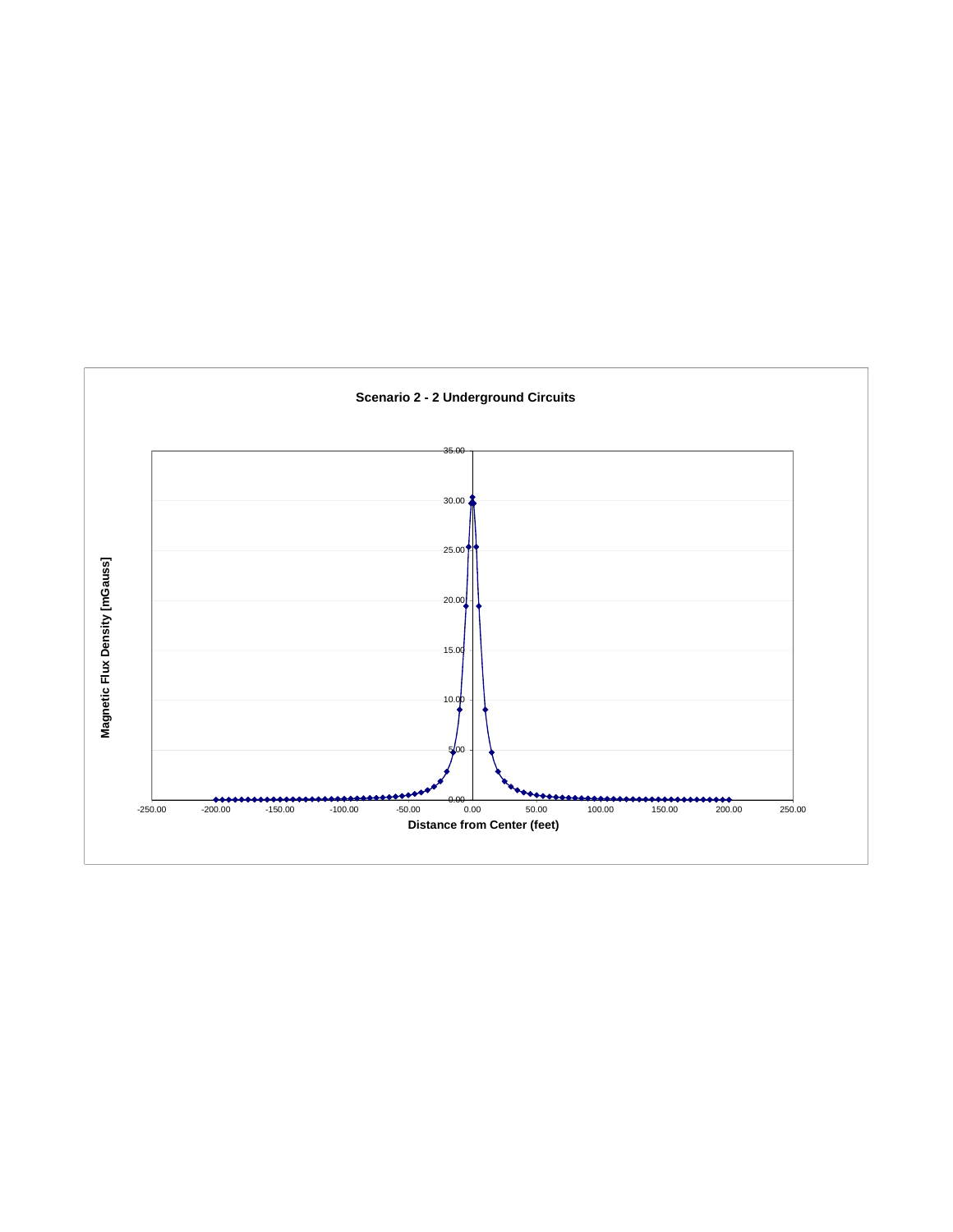**Scenario 2 - 2 Underground Circuits**

Magnetic Flux Density [mGauss]

Distance from Center (feet)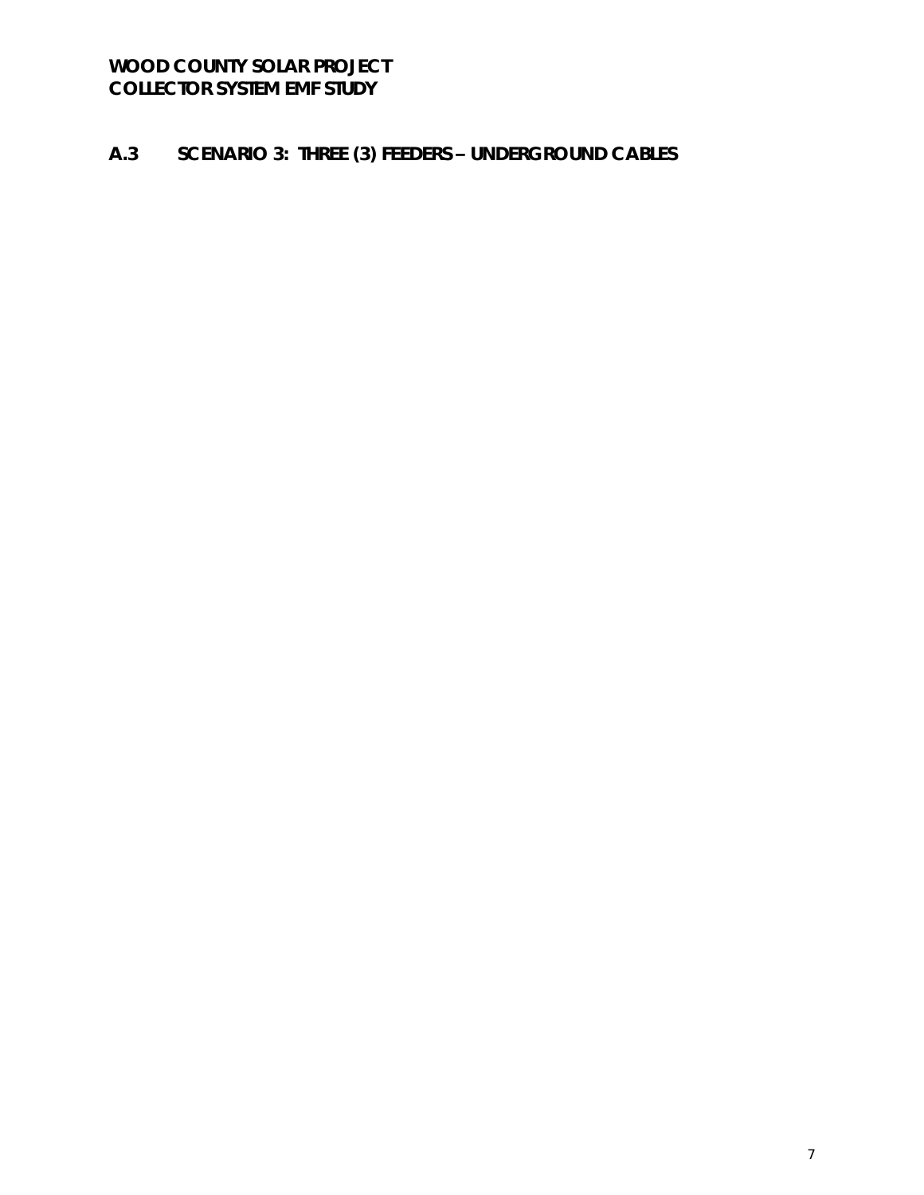## A.3 SCENARIO 3: THREE (3) FEEDERS – UNDERGROUND CABLES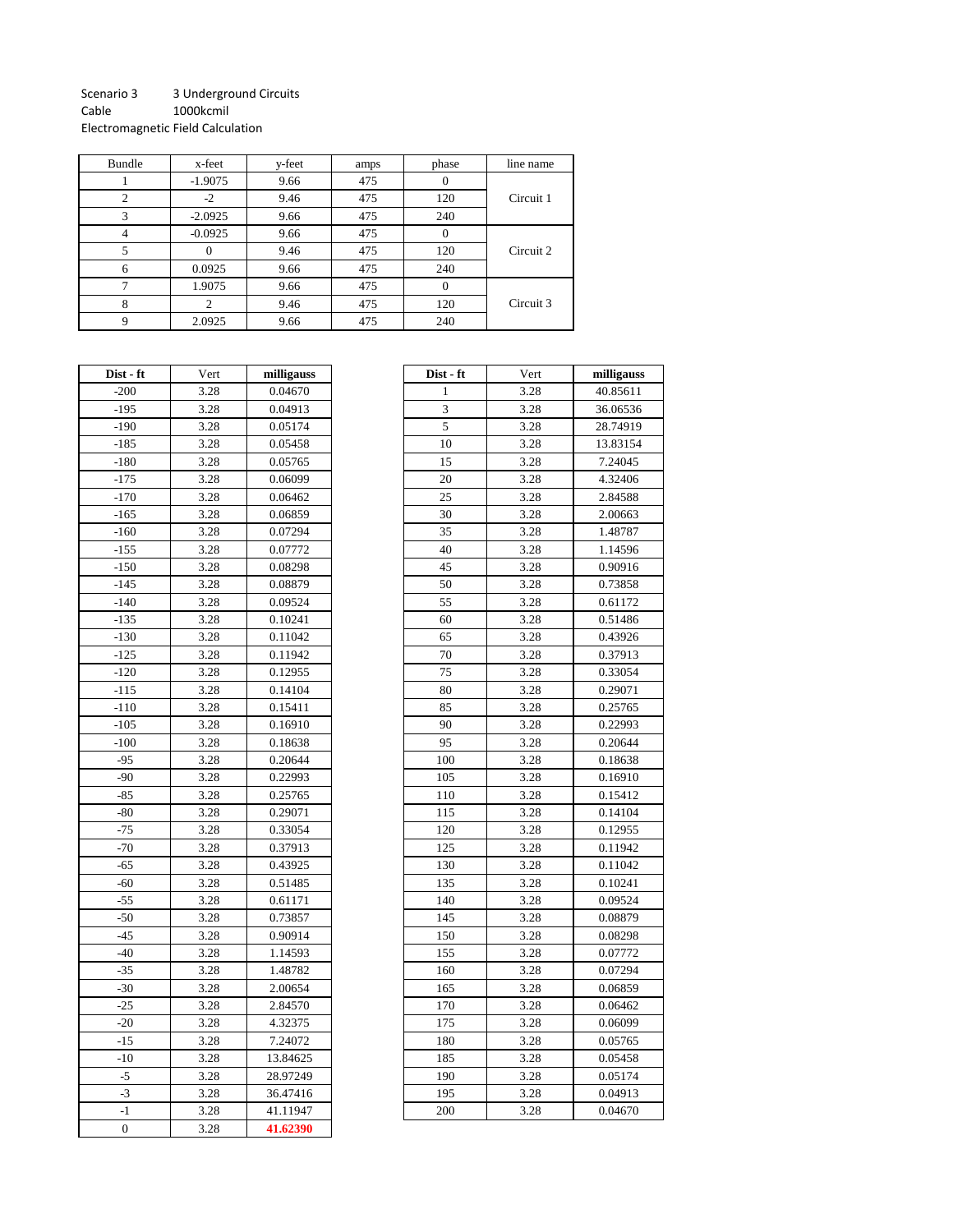Scenario 3 3 Underground Circuits
Cable 1000kcmil
Electromagnetic Field Calculation

| Bundle | x-feet | y-feet | amps | phase | line name |
|---|---|---|---|---|---|
| 1 | -1.9075 | 9.66 | 475 | 0 | Circuit 1 |
| 2 | -2 | 9.46 | 475 | 120 | |
| 3 | -2.0925 | 9.66 | 475 | 240 | |
| 4 | -0.0925 | 9.66 | 475 | 0 | Circuit 2 |
| 5 | 0 | 9.46 | 475 | 120 | |
| 6 | 0.0925 | 9.66 | 475 | 240 | |
| 7 | 1.9075 | 9.66 | 475 | 0 | Circuit 3 |
| 8 | 2 | 9.46 | 475 | 120 | |
| 9 | 2.0925 | 9.66 | 475 | 240 | |

| **Dist - ft** | Vert | **milligauss** |
|---|---|---|
| -200 | 3.28 | 0.04670 |
| -195 | 3.28 | 0.04913 |
| -190 | 3.28 | 0.05174 |
| -185 | 3.28 | 0.05458 |
| -180 | 3.28 | 0.05765 |
| -175 | 3.28 | 0.06099 |
| -170 | 3.28 | 0.06462 |
| -165 | 3.28 | 0.06859 |
| -160 | 3.28 | 0.07294 |
| -155 | 3.28 | 0.07772 |
| -150 | 3.28 | 0.08298 |
| -145 | 3.28 | 0.08879 |
| -140 | 3.28 | 0.09524 |
| -135 | 3.28 | 0.10241 |
| -130 | 3.28 | 0.11042 |
| -125 | 3.28 | 0.11942 |
| -120 | 3.28 | 0.12955 |
| -115 | 3.28 | 0.14104 |
| -110 | 3.28 | 0.15411 |
| -105 | 3.28 | 0.16910 |
| -100 | 3.28 | 0.18638 |
| -95 | 3.28 | 0.20644 |
| -90 | 3.28 | 0.22993 |
| -85 | 3.28 | 0.25765 |
| -80 | 3.28 | 0.29071 |
| -75 | 3.28 | 0.33054 |
| -70 | 3.28 | 0.37913 |
| -65 | 3.28 | 0.43925 |
| -60 | 3.28 | 0.51485 |
| -55 | 3.28 | 0.61171 |
| -50 | 3.28 | 0.73857 |
| -45 | 3.28 | 0.90914 |
| -40 | 3.28 | 1.14593 |
| -35 | 3.28 | 1.48782 |
| -30 | 3.28 | 2.00654 |
| -25 | 3.28 | 2.84570 |
| -20 | 3.28 | 4.32375 |
| -15 | 3.28 | 7.24072 |
| -10 | 3.28 | 13.84625 |
| -5 | 3.28 | 28.97249 |
| -3 | 3.28 | 36.47416 |
| -1 | 3.28 | 41.11947 |
| 0 | 3.28 | **41.62390** |

| **Dist - ft** | Vert | **milligauss** |
|---|---|---|
| 1 | 3.28 | 40.85611 |
| 3 | 3.28 | 36.06536 |
| 5 | 3.28 | 28.74919 |
| 10 | 3.28 | 13.83154 |
| 15 | 3.28 | 7.24045 |
| 20 | 3.28 | 4.32406 |
| 25 | 3.28 | 2.84588 |
| 30 | 3.28 | 2.00663 |
| 35 | 3.28 | 1.48787 |
| 40 | 3.28 | 1.14596 |
| 45 | 3.28 | 0.90916 |
| 50 | 3.28 | 0.73858 |
| 55 | 3.28 | 0.61172 |
| 60 | 3.28 | 0.51486 |
| 65 | 3.28 | 0.43926 |
| 70 | 3.28 | 0.37913 |
| 75 | 3.28 | 0.33054 |
| 80 | 3.28 | 0.29071 |
| 85 | 3.28 | 0.25765 |
| 90 | 3.28 | 0.22993 |
| 95 | 3.28 | 0.20644 |
| 100 | 3.28 | 0.18638 |
| 105 | 3.28 | 0.16910 |
| 110 | 3.28 | 0.15412 |
| 115 | 3.28 | 0.14104 |
| 120 | 3.28 | 0.12955 |
| 125 | 3.28 | 0.11942 |
| 130 | 3.28 | 0.11042 |
| 135 | 3.28 | 0.10241 |
| 140 | 3.28 | 0.09524 |
| 145 | 3.28 | 0.08879 |
| 150 | 3.28 | 0.08298 |
| 155 | 3.28 | 0.07772 |
| 160 | 3.28 | 0.07294 |
| 165 | 3.28 | 0.06859 |
| 170 | 3.28 | 0.06462 |
| 175 | 3.28 | 0.06099 |
| 180 | 3.28 | 0.05765 |
| 185 | 3.28 | 0.05458 |
| 190 | 3.28 | 0.05174 |
| 195 | 3.28 | 0.04913 |
| 200 | 3.28 | 0.04670 |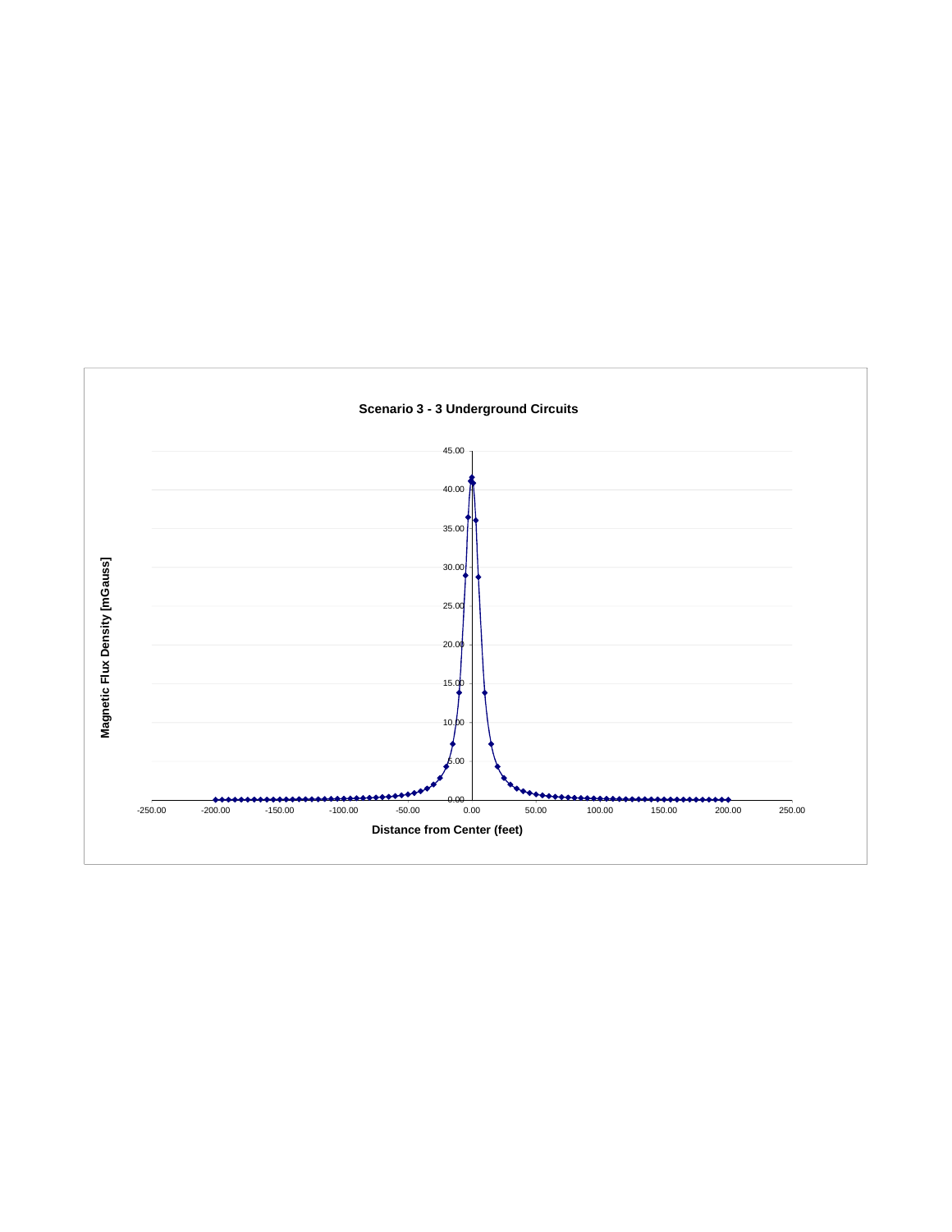**Scenario 3 - 3 Underground Circuits**

Magnetic Flux Density [mGauss]

45.00
40.00
35.00
30.00
25.00
20.00
15.00
10.00
5.00
0.00

-250.00 -200.00 -150.00 -100.00 -50.00 0.00 50.00 100.00 150.00 200.00 250.00

Distance from Center (feet)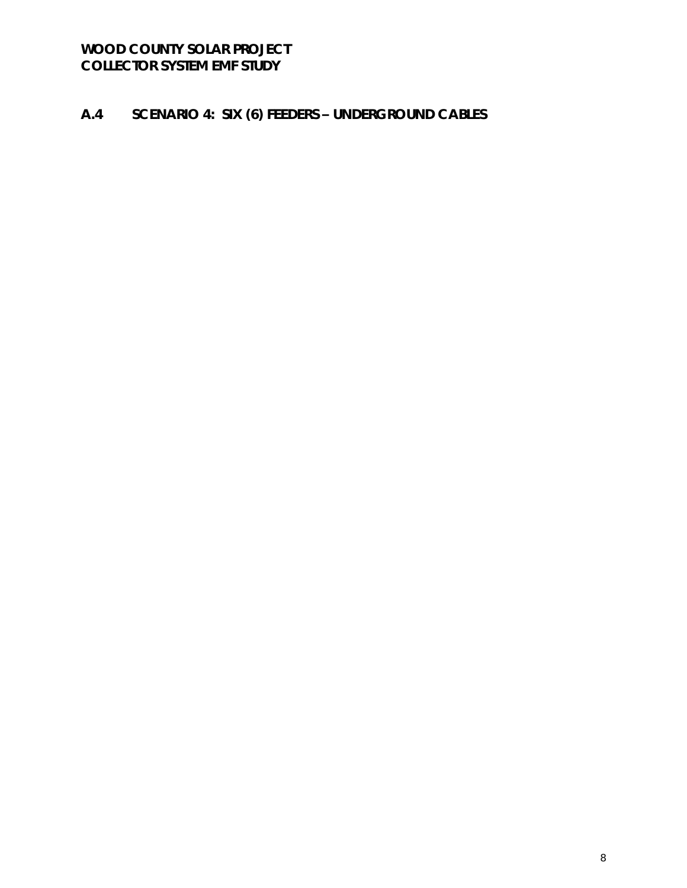## A.4 SCENARIO 4: SIX (6) FEEDERS – UNDERGROUND CABLES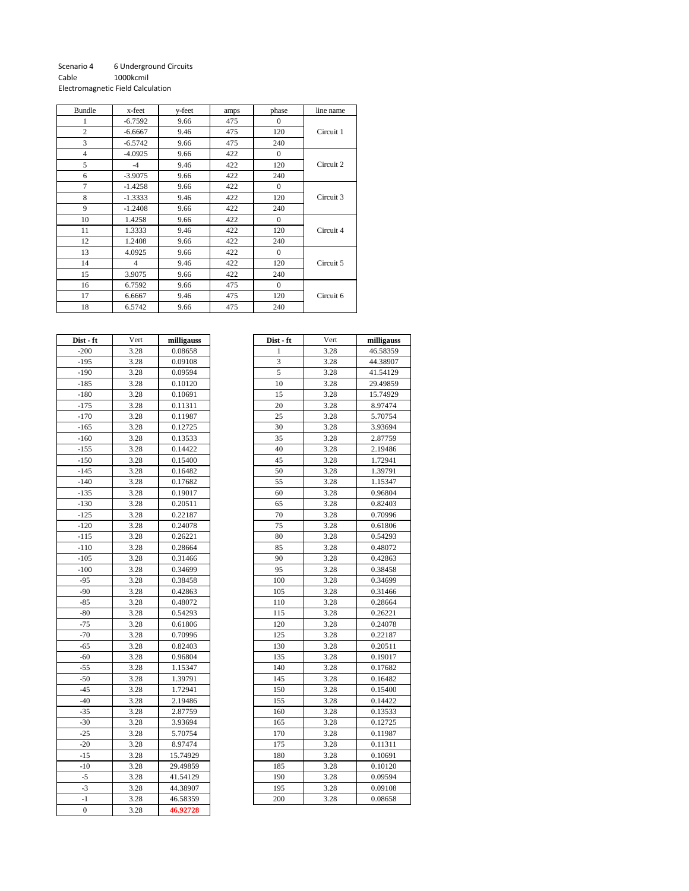Scenario 4 6 Underground Circuits
Cable 1000kcmil
Electromagnetic Field Calculation

| Bundle | x-feet | y-feet | amps | phase | line name |
|---|---|---|---|---|---|
| 1 | -6.7592 | 9.66 | 475 | 0 | |
| 2 | -6.6667 | 9.46 | 475 | 120 | Circuit 1 |
| 3 | -6.5742 | 9.66 | 475 | 240 | |
| 4 | -4.0925 | 9.66 | 422 | 0 | |
| 5 | -4 | 9.46 | 422 | 120 | Circuit 2 |
| 6 | -3.9075 | 9.66 | 422 | 240 | |
| 7 | -1.4258 | 9.66 | 422 | 0 | |
| 8 | -1.3333 | 9.46 | 422 | 120 | Circuit 3 |
| 9 | -1.2408 | 9.66 | 422 | 240 | |
| 10 | 1.4258 | 9.66 | 422 | 0 | |
| 11 | 1.3333 | 9.46 | 422 | 120 | Circuit 4 |
| 12 | 1.2408 | 9.66 | 422 | 240 | |
| 13 | 4.0925 | 9.66 | 422 | 0 | |
| 14 | 4 | 9.46 | 422 | 120 | Circuit 5 |
| 15 | 3.9075 | 9.66 | 422 | 240 | |
| 16 | 6.7592 | 9.66 | 475 | 0 | |
| 17 | 6.6667 | 9.46 | 475 | 120 | Circuit 6 |
| 18 | 6.5742 | 9.66 | 475 | 240 | |

| Dist - ft | Vert | milligauss |
|---|---|---|
| -200 | 3.28 | 0.08658 |
| -195 | 3.28 | 0.09108 |
| -190 | 3.28 | 0.09594 |
| -185 | 3.28 | 0.10120 |
| -180 | 3.28 | 0.10691 |
| -175 | 3.28 | 0.11311 |
| -170 | 3.28 | 0.11987 |
| -165 | 3.28 | 0.12725 |
| -160 | 3.28 | 0.13533 |
| -155 | 3.28 | 0.14422 |
| -150 | 3.28 | 0.15400 |
| -145 | 3.28 | 0.16482 |
| -140 | 3.28 | 0.17682 |
| -135 | 3.28 | 0.19017 |
| -130 | 3.28 | 0.20511 |
| -125 | 3.28 | 0.22187 |
| -120 | 3.28 | 0.24078 |
| -115 | 3.28 | 0.26221 |
| -110 | 3.28 | 0.28664 |
| -105 | 3.28 | 0.31466 |
| -100 | 3.28 | 0.34699 |
| -95 | 3.28 | 0.38458 |
| -90 | 3.28 | 0.42863 |
| -85 | 3.28 | 0.48072 |
| -80 | 3.28 | 0.54293 |
| -75 | 3.28 | 0.61806 |
| -70 | 3.28 | 0.70996 |
| -65 | 3.28 | 0.82403 |
| -60 | 3.28 | 0.96804 |
| -55 | 3.28 | 1.15347 |
| -50 | 3.28 | 1.39791 |
| -45 | 3.28 | 1.72941 |
| -40 | 3.28 | 2.19486 |
| -35 | 3.28 | 2.87759 |
| -30 | 3.28 | 3.93694 |
| -25 | 3.28 | 5.70754 |
| -20 | 3.28 | 8.97474 |
| -15 | 3.28 | 15.74929 |
| -10 | 3.28 | 29.49859 |
| -5 | 3.28 | 41.54129 |
| -3 | 3.28 | 44.38907 |
| -1 | 3.28 | 46.58359 |
| 0 | 3.28 | **46.92728** |

| Dist - ft | Vert | milligauss |
|---|---|---|
| 1 | 3.28 | 46.58359 |
| 3 | 3.28 | 44.38907 |
| 5 | 3.28 | 41.54129 |
| 10 | 3.28 | 29.49859 |
| 15 | 3.28 | 15.74929 |
| 20 | 3.28 | 8.97474 |
| 25 | 3.28 | 5.70754 |
| 30 | 3.28 | 3.93694 |
| 35 | 3.28 | 2.87759 |
| 40 | 3.28 | 2.19486 |
| 45 | 3.28 | 1.72941 |
| 50 | 3.28 | 1.39791 |
| 55 | 3.28 | 1.15347 |
| 60 | 3.28 | 0.96804 |
| 65 | 3.28 | 0.82403 |
| 70 | 3.28 | 0.70996 |
| 75 | 3.28 | 0.61806 |
| 80 | 3.28 | 0.54293 |
| 85 | 3.28 | 0.48072 |
| 90 | 3.28 | 0.42863 |
| 95 | 3.28 | 0.38458 |
| 100 | 3.28 | 0.34699 |
| 105 | 3.28 | 0.31466 |
| 110 | 3.28 | 0.28664 |
| 115 | 3.28 | 0.26221 |
| 120 | 3.28 | 0.24078 |
| 125 | 3.28 | 0.22187 |
| 130 | 3.28 | 0.20511 |
| 135 | 3.28 | 0.19017 |
| 140 | 3.28 | 0.17682 |
| 145 | 3.28 | 0.16482 |
| 150 | 3.28 | 0.15400 |
| 155 | 3.28 | 0.14422 |
| 160 | 3.28 | 0.13533 |
| 165 | 3.28 | 0.12725 |
| 170 | 3.28 | 0.11987 |
| 175 | 3.28 | 0.11311 |
| 180 | 3.28 | 0.10691 |
| 185 | 3.28 | 0.10120 |
| 190 | 3.28 | 0.09594 |
| 195 | 3.28 | 0.09108 |
| 200 | 3.28 | 0.08658 |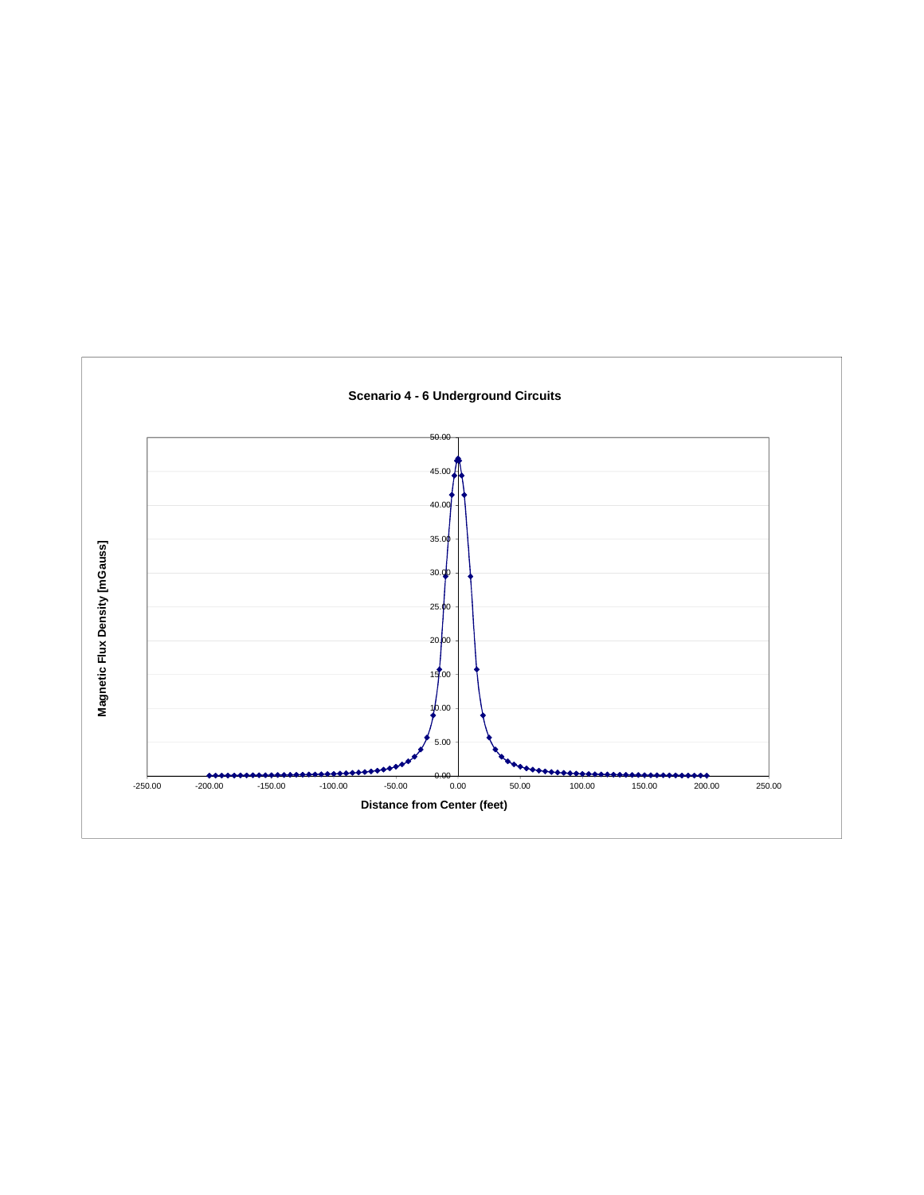**Scenario 4 - 6 Underground Circuits**

Magnetic Flux Density [mGauss]

Distance from Center (feet)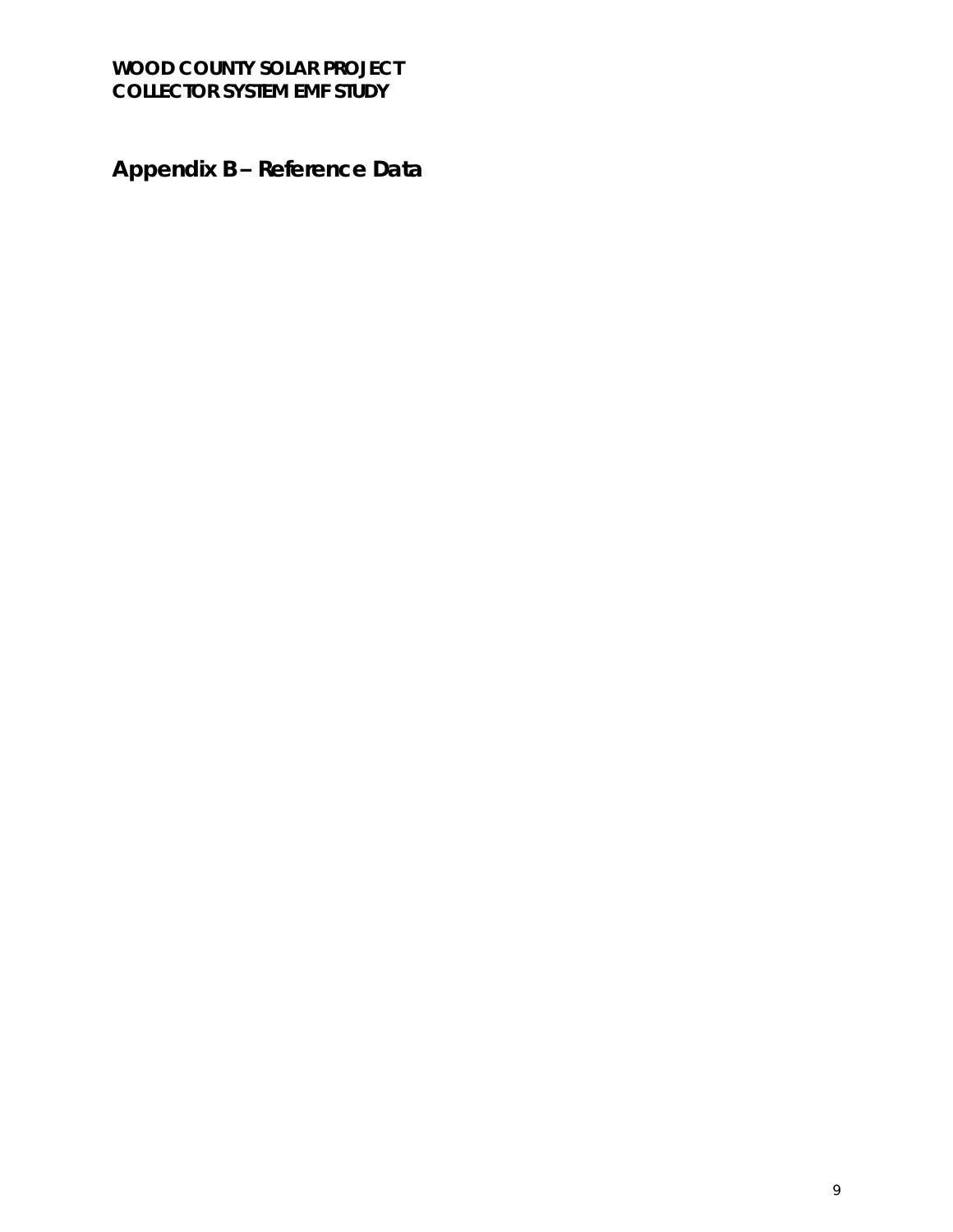# Appendix B – Reference Data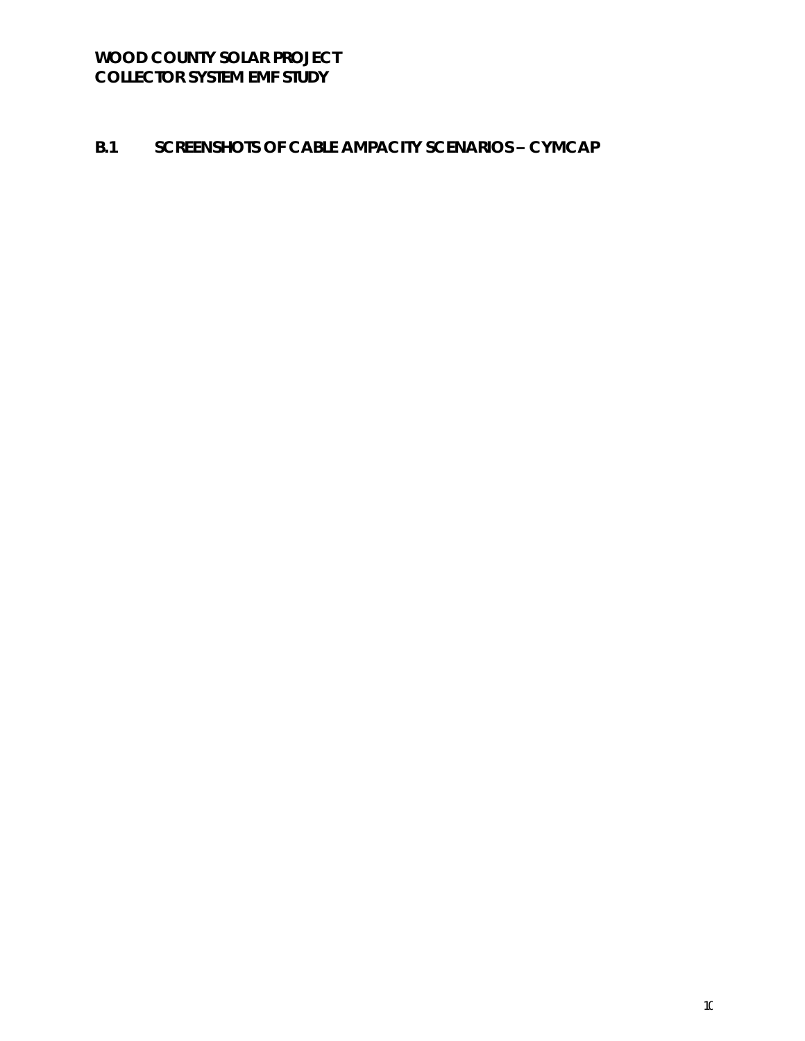## B.1 SCREENSHOTS OF CABLE AMPACITY SCENARIOS – CYMCAP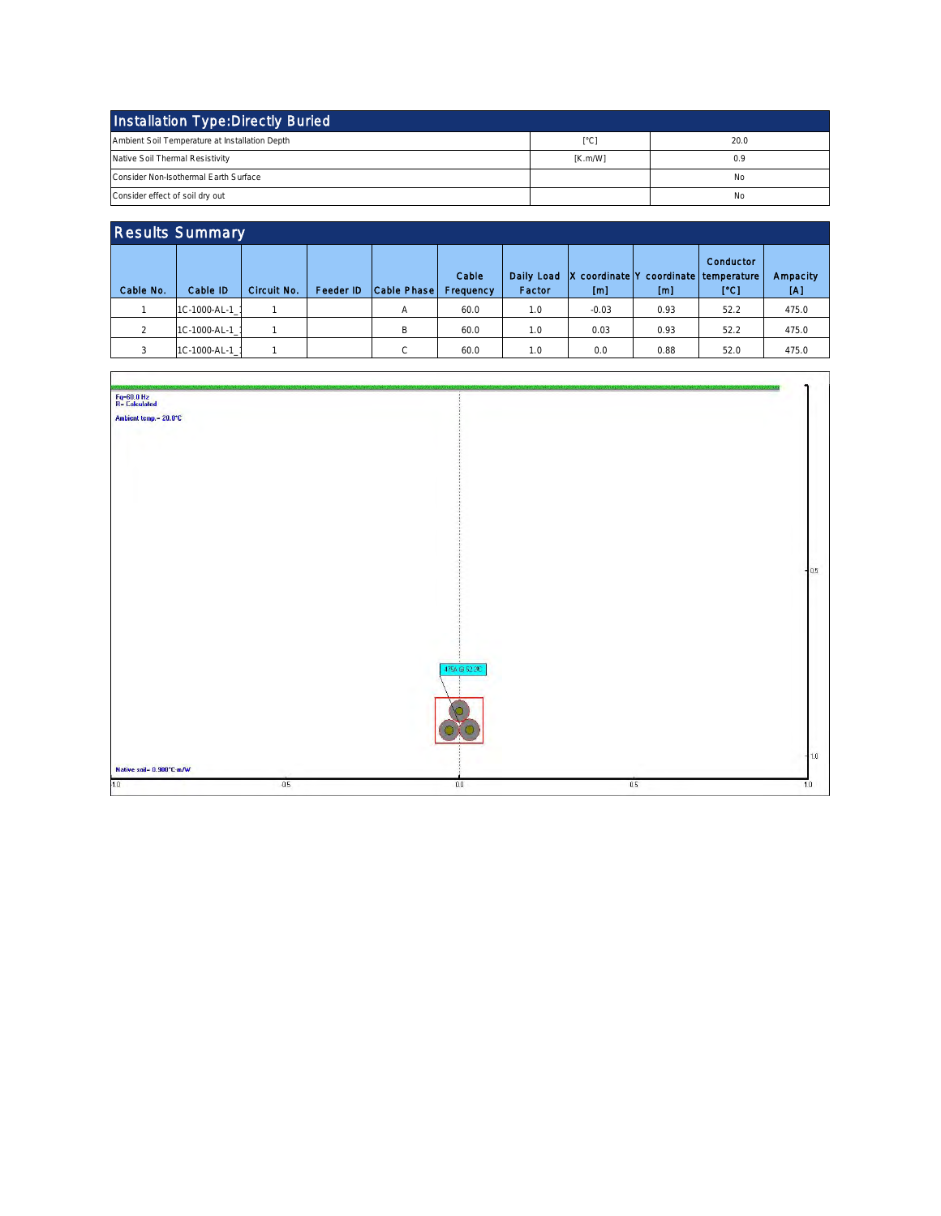## Installation Type:Directly Buried

| | | |
|---|---|---|
| Ambient Soil Temperature at Installation Depth | [°C] | 20.0 |
| Native Soil Thermal Resistivity | [K.m/W] | 0.9 |
| Consider Non-Isothermal Earth Surface | | No |
| Consider effect of soil dry out | | No |

## Results Summary

| Cable No. | Cable ID | Circuit No. | Feeder ID | Cable Phase | Cable Frequency | Daily Load Factor | X coordinate [m] | Y coordinate [m] | Conductor temperature [°C] | Ampacity [A] |
|---|---|---|---|---|---|---|---|---|---|---|
| 1 | 1C-1000-AL-1_1 | 1 | | A | 60.0 | 1.0 | -0.03 | 0.93 | 52.2 | 475.0 |
| 2 | 1C-1000-AL-1_1 | 1 | | B | 60.0 | 1.0 | 0.03 | 0.93 | 52.2 | 475.0 |
| 3 | 1C-1000-AL-1_1 | 1 | | C | 60.0 | 1.0 | 0.0 | 0.88 | 52.0 | 475.0 |

Fq=60.0 Hz
R= Calculated

Ambient temp.= 20.0°C

475A @ 52.2°C

Native soil= 0.900°C-m/W

1.0 -0.5 0.0 0.5 1.0

0.5

1.0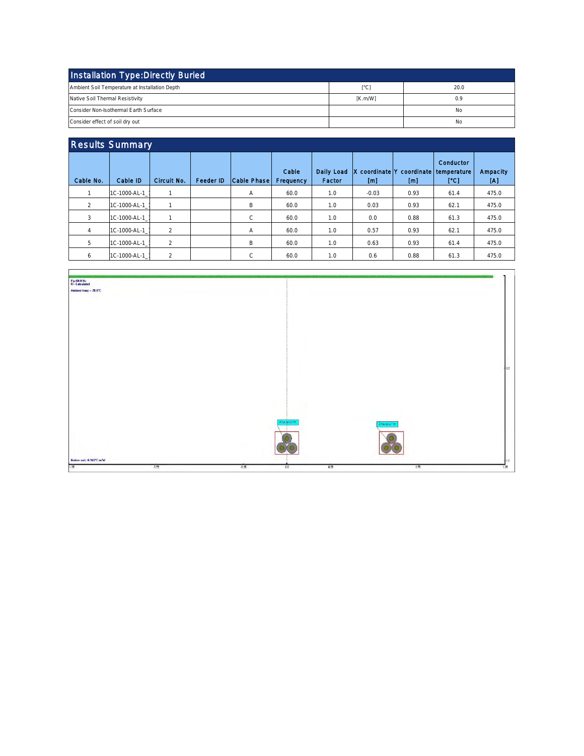## Installation Type:Directly Buried

| | | |
|---|---|---|
| Ambient Soil Temperature at Installation Depth | [°C] | 20.0 |
| Native Soil Thermal Resistivity | [K.m/W] | 0.9 |
| Consider Non-Isothermal Earth Surface | | No |
| Consider effect of soil dry out | | No |

## Results Summary

| Cable No. | Cable ID | Circuit No. | Feeder ID | Cable Phase | Cable Frequency | Daily Load Factor | X coordinate [m] | Y coordinate [m] | Conductor temperature [°C] | Ampacity [A] |
|---|---|---|---|---|---|---|---|---|---|---|
| 1 | 1C-1000-AL-1_ | 1 | | A | 60.0 | 1.0 | -0.03 | 0.93 | 61.4 | 475.0 |
| 2 | 1C-1000-AL-1_ | 1 | | B | 60.0 | 1.0 | 0.03 | 0.93 | 62.1 | 475.0 |
| 3 | 1C-1000-AL-1_ | 1 | | C | 60.0 | 1.0 | 0.0 | 0.88 | 61.3 | 475.0 |
| 4 | 1C-1000-AL-1_ | 2 | | A | 60.0 | 1.0 | 0.57 | 0.93 | 62.1 | 475.0 |
| 5 | 1C-1000-AL-1_ | 2 | | B | 60.0 | 1.0 | 0.63 | 0.93 | 61.4 | 475.0 |
| 6 | 1C-1000-AL-1_ | 2 | | C | 60.0 | 1.0 | 0.6 | 0.88 | 61.3 | 475.0 |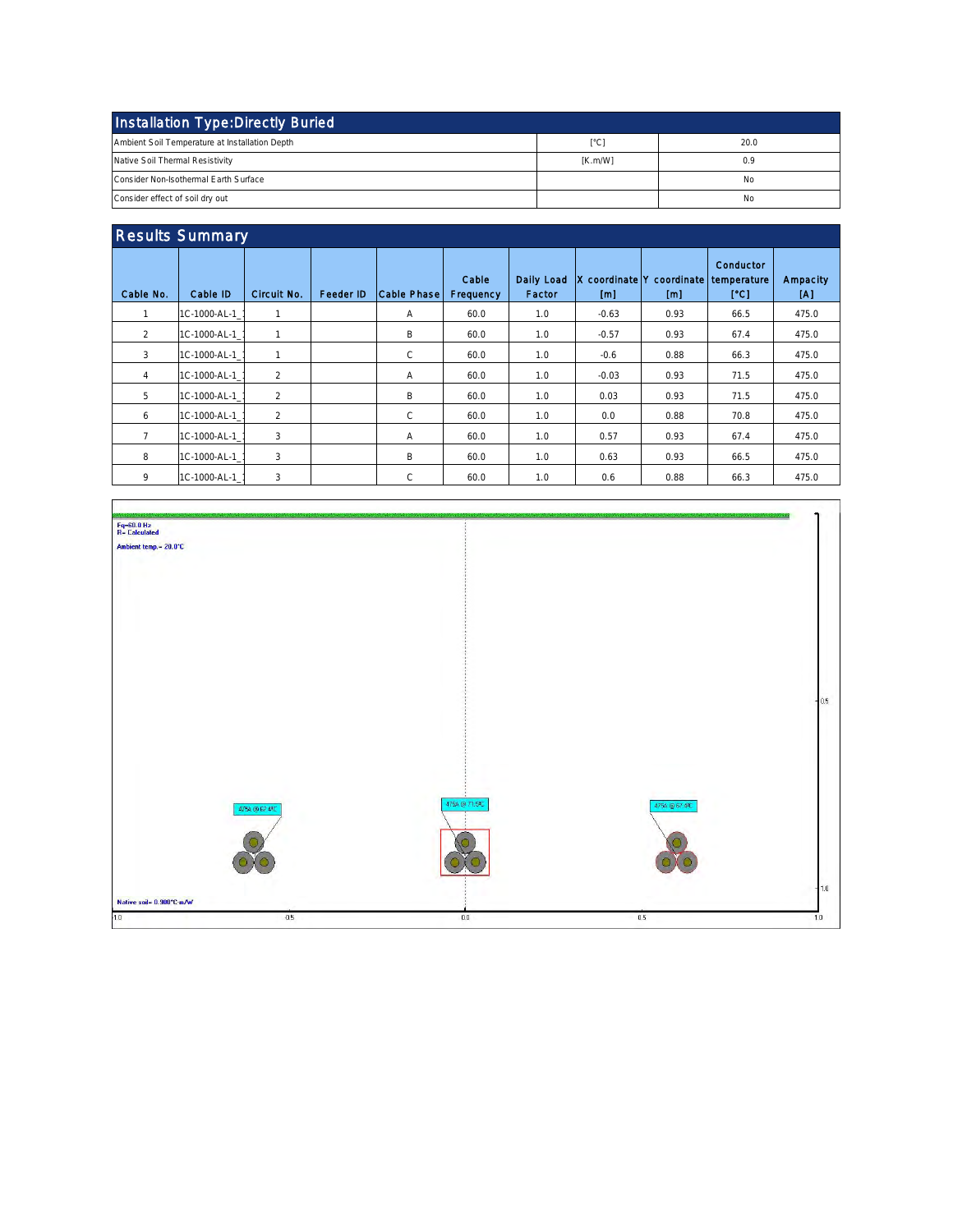## Installation Type:Directly Buried

| | | |
|---|---|---|
| Ambient Soil Temperature at Installation Depth | [°C] | 20.0 |
| Native Soil Thermal Resistivity | [K.m/W] | 0.9 |
| Consider Non-Isothermal Earth Surface | | No |
| Consider effect of soil dry out | | No |

## Results Summary

| Cable No. | Cable ID | Circuit No. | Feeder ID | Cable Phase | Cable Frequency | Daily Load Factor | X coordinate [m] | Y coordinate [m] | Conductor temperature [°C] | Ampacity [A] |
|---|---|---|---|---|---|---|---|---|---|---|
| 1 | 1C-1000-AL-1_ | 1 | | A | 60.0 | 1.0 | -0.63 | 0.93 | 66.5 | 475.0 |
| 2 | 1C-1000-AL-1_ | 1 | | B | 60.0 | 1.0 | -0.57 | 0.93 | 67.4 | 475.0 |
| 3 | 1C-1000-AL-1_ | 1 | | C | 60.0 | 1.0 | -0.6 | 0.88 | 66.3 | 475.0 |
| 4 | 1C-1000-AL-1_ | 2 | | A | 60.0 | 1.0 | -0.03 | 0.93 | 71.5 | 475.0 |
| 5 | 1C-1000-AL-1_ | 2 | | B | 60.0 | 1.0 | 0.03 | 0.93 | 71.5 | 475.0 |
| 6 | 1C-1000-AL-1_ | 2 | | C | 60.0 | 1.0 | 0.0 | 0.88 | 70.8 | 475.0 |
| 7 | 1C-1000-AL-1_ | 3 | | A | 60.0 | 1.0 | 0.57 | 0.93 | 67.4 | 475.0 |
| 8 | 1C-1000-AL-1_ | 3 | | B | 60.0 | 1.0 | 0.63 | 0.93 | 66.5 | 475.0 |
| 9 | 1C-1000-AL-1_ | 3 | | C | 60.0 | 1.0 | 0.6 | 0.88 | 66.3 | 475.0 |

Fq=60.0 Hz
R= Calculated
Ambient temp.= 20.0°C

475A @ 67.4°C
475A @ 71.5°C
475A @ 67.4°C

Native soil= 0.900°C.m/W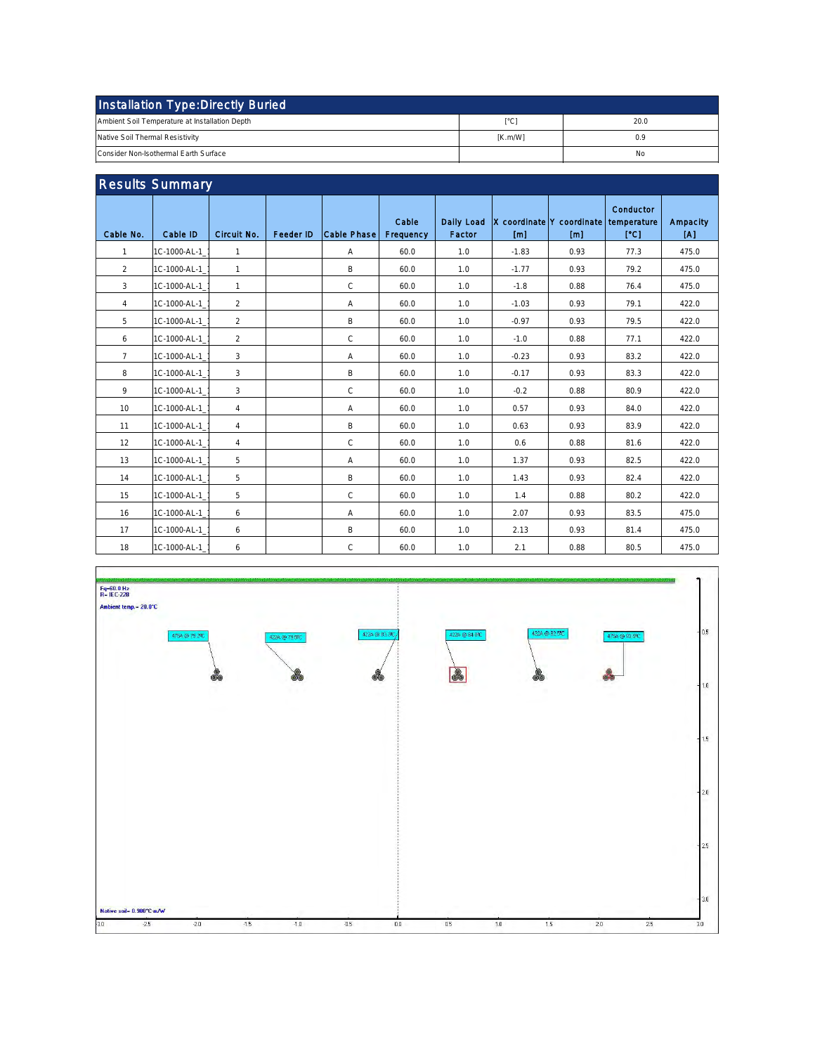## Installation Type:Directly Buried

| | | |
|---|---|---|
| Ambient Soil Temperature at Installation Depth | [°C] | 20.0 |
| Native Soil Thermal Resistivity | [K.m/W] | 0.9 |
| Consider Non-Isothermal Earth Surface | | No |

## Results Summary

| Cable No. | Cable ID | Circuit No. | Feeder ID | Cable Phase | Cable Frequency | Daily Load Factor | X coordinate [m] | Y coordinate [m] | Conductor temperature [°C] | Ampacity [A] |
|---|---|---|---|---|---|---|---|---|---|---|
| 1 | 1C-1000-AL-1_ | 1 | | A | 60.0 | 1.0 | -1.83 | 0.93 | 77.3 | 475.0 |
| 2 | 1C-1000-AL-1_ | 1 | | B | 60.0 | 1.0 | -1.77 | 0.93 | 79.2 | 475.0 |
| 3 | 1C-1000-AL-1_ | 1 | | C | 60.0 | 1.0 | -1.8 | 0.88 | 76.4 | 475.0 |
| 4 | 1C-1000-AL-1_ | 2 | | A | 60.0 | 1.0 | -1.03 | 0.93 | 79.1 | 422.0 |
| 5 | 1C-1000-AL-1_ | 2 | | B | 60.0 | 1.0 | -0.97 | 0.93 | 79.5 | 422.0 |
| 6 | 1C-1000-AL-1_ | 2 | | C | 60.0 | 1.0 | -1.0 | 0.88 | 77.1 | 422.0 |
| 7 | 1C-1000-AL-1_ | 3 | | A | 60.0 | 1.0 | -0.23 | 0.93 | 83.2 | 422.0 |
| 8 | 1C-1000-AL-1_ | 3 | | B | 60.0 | 1.0 | -0.17 | 0.93 | 83.3 | 422.0 |
| 9 | 1C-1000-AL-1_ | 3 | | C | 60.0 | 1.0 | -0.2 | 0.88 | 80.9 | 422.0 |
| 10 | 1C-1000-AL-1_ | 4 | | A | 60.0 | 1.0 | 0.57 | 0.93 | 84.0 | 422.0 |
| 11 | 1C-1000-AL-1_ | 4 | | B | 60.0 | 1.0 | 0.63 | 0.93 | 83.9 | 422.0 |
| 12 | 1C-1000-AL-1_ | 4 | | C | 60.0 | 1.0 | 0.6 | 0.88 | 81.6 | 422.0 |
| 13 | 1C-1000-AL-1_ | 5 | | A | 60.0 | 1.0 | 1.37 | 0.93 | 82.5 | 422.0 |
| 14 | 1C-1000-AL-1_ | 5 | | B | 60.0 | 1.0 | 1.43 | 0.93 | 82.4 | 422.0 |
| 15 | 1C-1000-AL-1_ | 5 | | C | 60.0 | 1.0 | 1.4 | 0.88 | 80.2 | 422.0 |
| 16 | 1C-1000-AL-1_ | 6 | | A | 60.0 | 1.0 | 2.07 | 0.93 | 83.5 | 475.0 |
| 17 | 1C-1000-AL-1_ | 6 | | B | 60.0 | 1.0 | 2.13 | 0.93 | 81.4 | 475.0 |
| 18 | 1C-1000-AL-1_ | 6 | | C | 60.0 | 1.0 | 2.1 | 0.88 | 80.5 | 475.0 |

Fq=60.0 Hz
R= IEC-228
Ambient temp.= 20.0°C

475A @ 79.2°C
422A @ 79.5°C
422A @ 83.3°C
422A @ 84.0°C
422A @ 82.5°C
475A @ 83.5°C

Native soil= 0.900°C.m/W

0.5
1.0
1.5
2.0
2.5
3.0

-3.0 -2.5 -2.0 -1.5 -1.0 -0.5 0.0 0.5 1.0 1.5 2.0 2.5 3.0